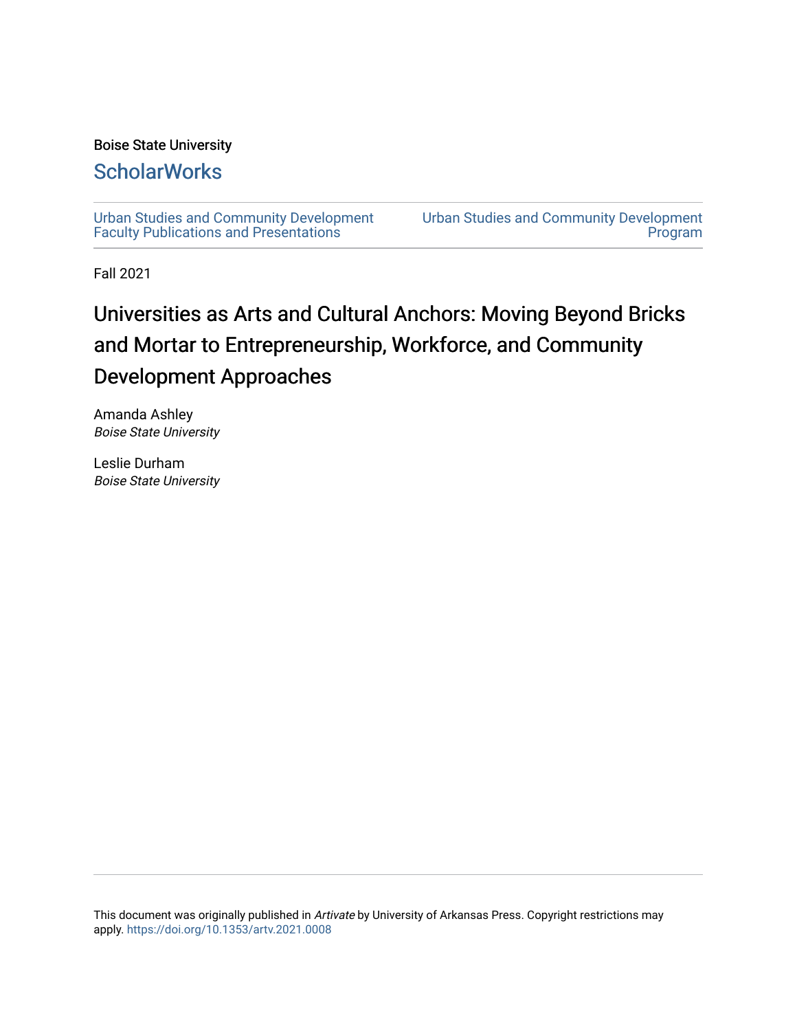Boise State University

## ScholarWorks

Urban Studies and Community Development Faculty Publications and Presentations

Urban Studies and Community Development Program

Fall 2021

# Universities as Arts and Cultural Anchors: Moving Beyond Bricks and Mortar to Entrepreneurship, Workforce, and Community Development Approaches

Amanda Ashley
*Boise State University*

Leslie Durham
*Boise State University*

This document was originally published in *Artivate* by University of Arkansas Press. Copyright restrictions may apply. https://doi.org/10.1353/artv.2021.0008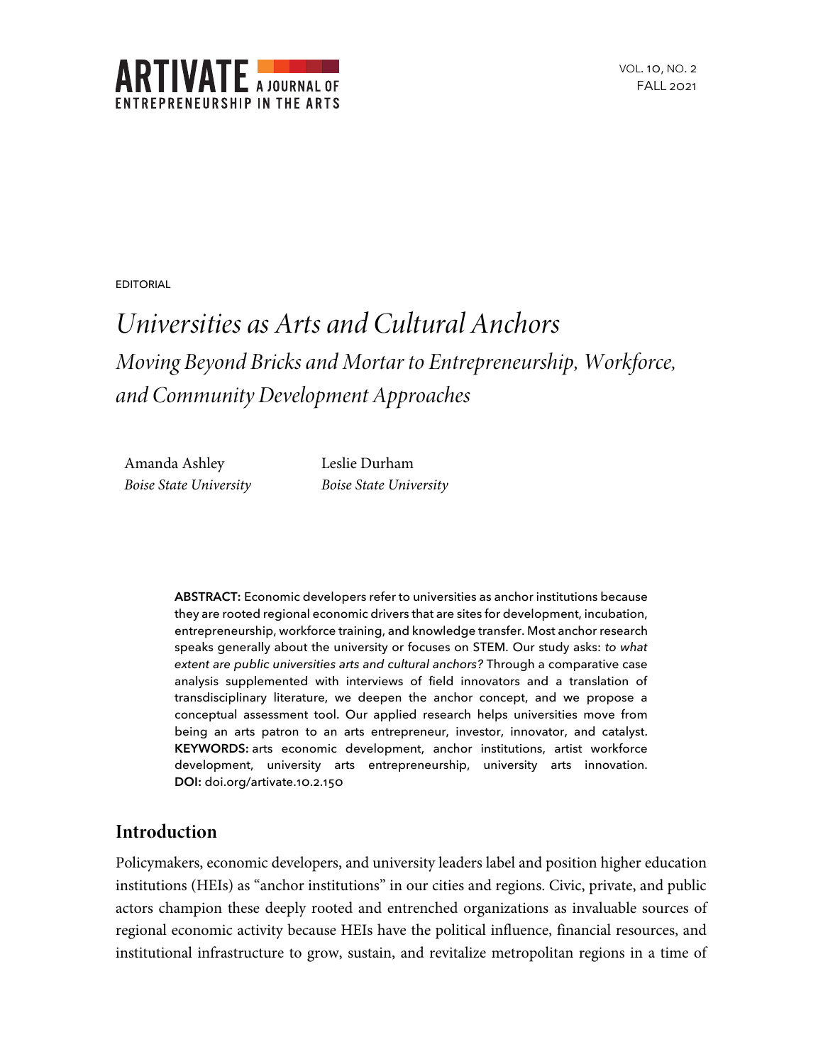EDITORIAL

# *Universities as Arts and Cultural Anchors*

## *Moving Beyond Bricks and Mortar to Entrepreneurship, Workforce, and Community Development Approaches*

Amanda Ashley
*Boise State University*

Leslie Durham
*Boise State University*

**ABSTRACT:** Economic developers refer to universities as anchor institutions because they are rooted regional economic drivers that are sites for development, incubation, entrepreneurship, workforce training, and knowledge transfer. Most anchor research speaks generally about the university or focuses on STEM. Our study asks: *to what extent are public universities arts and cultural anchors?* Through a comparative case analysis supplemented with interviews of field innovators and a translation of transdisciplinary literature, we deepen the anchor concept, and we propose a conceptual assessment tool. Our applied research helps universities move from being an arts patron to an arts entrepreneur, investor, innovator, and catalyst. **KEYWORDS:** arts economic development, anchor institutions, artist workforce development, university arts entrepreneurship, university arts innovation. **DOI:** doi.org/artivate.10.2.150

## Introduction

Policymakers, economic developers, and university leaders label and position higher education institutions (HEIs) as "anchor institutions" in our cities and regions. Civic, private, and public actors champion these deeply rooted and entrenched organizations as invaluable sources of regional economic activity because HEIs have the political influence, financial resources, and institutional infrastructure to grow, sustain, and revitalize metropolitan regions in a time of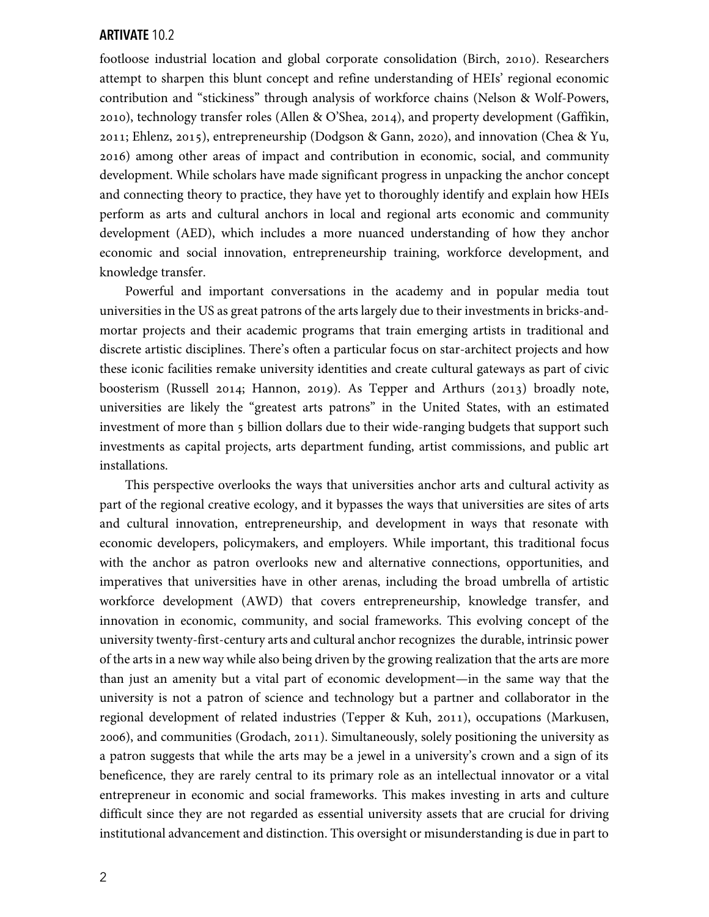footloose industrial location and global corporate consolidation (Birch, 2010). Researchers attempt to sharpen this blunt concept and refine understanding of HEIs' regional economic contribution and "stickiness" through analysis of workforce chains (Nelson & Wolf-Powers, 2010), technology transfer roles (Allen & O'Shea, 2014), and property development (Gaffikin, 2011; Ehlenz, 2015), entrepreneurship (Dodgson & Gann, 2020), and innovation (Chea & Yu, 2016) among other areas of impact and contribution in economic, social, and community development. While scholars have made significant progress in unpacking the anchor concept and connecting theory to practice, they have yet to thoroughly identify and explain how HEIs perform as arts and cultural anchors in local and regional arts economic and community development (AED), which includes a more nuanced understanding of how they anchor economic and social innovation, entrepreneurship training, workforce development, and knowledge transfer.

Powerful and important conversations in the academy and in popular media tout universities in the US as great patrons of the arts largely due to their investments in bricks-and-mortar projects and their academic programs that train emerging artists in traditional and discrete artistic disciplines. There's often a particular focus on star-architect projects and how these iconic facilities remake university identities and create cultural gateways as part of civic boosterism (Russell 2014; Hannon, 2019). As Tepper and Arthurs (2013) broadly note, universities are likely the "greatest arts patrons" in the United States, with an estimated investment of more than 5 billion dollars due to their wide-ranging budgets that support such investments as capital projects, arts department funding, artist commissions, and public art installations.

This perspective overlooks the ways that universities anchor arts and cultural activity as part of the regional creative ecology, and it bypasses the ways that universities are sites of arts and cultural innovation, entrepreneurship, and development in ways that resonate with economic developers, policymakers, and employers. While important, this traditional focus with the anchor as patron overlooks new and alternative connections, opportunities, and imperatives that universities have in other arenas, including the broad umbrella of artistic workforce development (AWD) that covers entrepreneurship, knowledge transfer, and innovation in economic, community, and social frameworks. This evolving concept of the university twenty-first-century arts and cultural anchor recognizes the durable, intrinsic power of the arts in a new way while also being driven by the growing realization that the arts are more than just an amenity but a vital part of economic development—in the same way that the university is not a patron of science and technology but a partner and collaborator in the regional development of related industries (Tepper & Kuh, 2011), occupations (Markusen, 2006), and communities (Grodach, 2011). Simultaneously, solely positioning the university as a patron suggests that while the arts may be a jewel in a university's crown and a sign of its beneficence, they are rarely central to its primary role as an intellectual innovator or a vital entrepreneur in economic and social frameworks. This makes investing in arts and culture difficult since they are not regarded as essential university assets that are crucial for driving institutional advancement and distinction. This oversight or misunderstanding is due in part to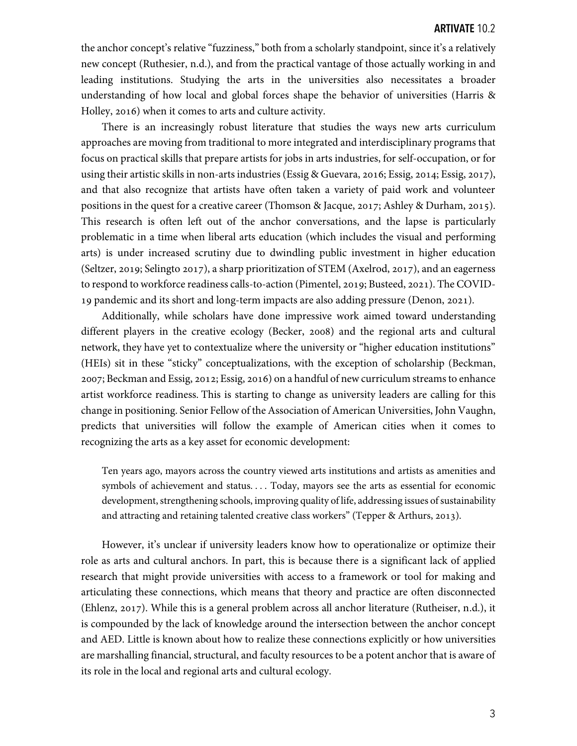the anchor concept's relative "fuzziness," both from a scholarly standpoint, since it's a relatively new concept (Ruthesier, n.d.), and from the practical vantage of those actually working in and leading institutions. Studying the arts in the universities also necessitates a broader understanding of how local and global forces shape the behavior of universities (Harris & Holley, 2016) when it comes to arts and culture activity.

There is an increasingly robust literature that studies the ways new arts curriculum approaches are moving from traditional to more integrated and interdisciplinary programs that focus on practical skills that prepare artists for jobs in arts industries, for self-occupation, or for using their artistic skills in non-arts industries (Essig & Guevara, 2016; Essig, 2014; Essig, 2017), and that also recognize that artists have often taken a variety of paid work and volunteer positions in the quest for a creative career (Thomson & Jacque, 2017; Ashley & Durham, 2015). This research is often left out of the anchor conversations, and the lapse is particularly problematic in a time when liberal arts education (which includes the visual and performing arts) is under increased scrutiny due to dwindling public investment in higher education (Seltzer, 2019; Selingto 2017), a sharp prioritization of STEM (Axelrod, 2017), and an eagerness to respond to workforce readiness calls-to-action (Pimentel, 2019; Busteed, 2021). The COVID-19 pandemic and its short and long-term impacts are also adding pressure (Denon, 2021).

Additionally, while scholars have done impressive work aimed toward understanding different players in the creative ecology (Becker, 2008) and the regional arts and cultural network, they have yet to contextualize where the university or "higher education institutions" (HEIs) sit in these "sticky" conceptualizations, with the exception of scholarship (Beckman, 2007; Beckman and Essig, 2012; Essig, 2016) on a handful of new curriculum streams to enhance artist workforce readiness. This is starting to change as university leaders are calling for this change in positioning. Senior Fellow of the Association of American Universities, John Vaughn, predicts that universities will follow the example of American cities when it comes to recognizing the arts as a key asset for economic development:

> Ten years ago, mayors across the country viewed arts institutions and artists as amenities and symbols of achievement and status. . . . Today, mayors see the arts as essential for economic development, strengthening schools, improving quality of life, addressing issues of sustainability and attracting and retaining talented creative class workers" (Tepper & Arthurs, 2013).

However, it's unclear if university leaders know how to operationalize or optimize their role as arts and cultural anchors. In part, this is because there is a significant lack of applied research that might provide universities with access to a framework or tool for making and articulating these connections, which means that theory and practice are often disconnected (Ehlenz, 2017). While this is a general problem across all anchor literature (Rutheiser, n.d.), it is compounded by the lack of knowledge around the intersection between the anchor concept and AED. Little is known about how to realize these connections explicitly or how universities are marshalling financial, structural, and faculty resources to be a potent anchor that is aware of its role in the local and regional arts and cultural ecology.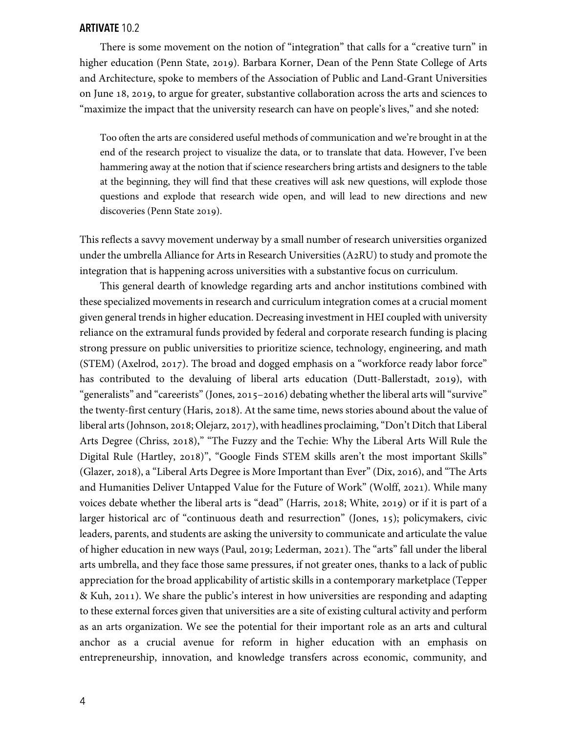There is some movement on the notion of "integration" that calls for a "creative turn" in higher education (Penn State, 2019). Barbara Korner, Dean of the Penn State College of Arts and Architecture, spoke to members of the Association of Public and Land-Grant Universities on June 18, 2019, to argue for greater, substantive collaboration across the arts and sciences to "maximize the impact that the university research can have on people's lives," and she noted:

> Too often the arts are considered useful methods of communication and we're brought in at the end of the research project to visualize the data, or to translate that data. However, I've been hammering away at the notion that if science researchers bring artists and designers to the table at the beginning, they will find that these creatives will ask new questions, will explode those questions and explode that research wide open, and will lead to new directions and new discoveries (Penn State 2019).

This reflects a savvy movement underway by a small number of research universities organized under the umbrella Alliance for Arts in Research Universities (A2RU) to study and promote the integration that is happening across universities with a substantive focus on curriculum.

This general dearth of knowledge regarding arts and anchor institutions combined with these specialized movements in research and curriculum integration comes at a crucial moment given general trends in higher education. Decreasing investment in HEI coupled with university reliance on the extramural funds provided by federal and corporate research funding is placing strong pressure on public universities to prioritize science, technology, engineering, and math (STEM) (Axelrod, 2017). The broad and dogged emphasis on a "workforce ready labor force" has contributed to the devaluing of liberal arts education (Dutt-Ballerstadt, 2019), with "generalists" and "careerists" (Jones, 2015–2016) debating whether the liberal arts will "survive" the twenty-first century (Haris, 2018). At the same time, news stories abound about the value of liberal arts (Johnson, 2018; Olejarz, 2017), with headlines proclaiming, "Don't Ditch that Liberal Arts Degree (Chriss, 2018)," "The Fuzzy and the Techie: Why the Liberal Arts Will Rule the Digital Rule (Hartley, 2018)", "Google Finds STEM skills aren't the most important Skills" (Glazer, 2018), a "Liberal Arts Degree is More Important than Ever" (Dix, 2016), and "The Arts and Humanities Deliver Untapped Value for the Future of Work" (Wolff, 2021). While many voices debate whether the liberal arts is "dead" (Harris, 2018; White, 2019) or if it is part of a larger historical arc of "continuous death and resurrection" (Jones, 15); policymakers, civic leaders, parents, and students are asking the university to communicate and articulate the value of higher education in new ways (Paul, 2019; Lederman, 2021). The "arts" fall under the liberal arts umbrella, and they face those same pressures, if not greater ones, thanks to a lack of public appreciation for the broad applicability of artistic skills in a contemporary marketplace (Tepper & Kuh, 2011). We share the public's interest in how universities are responding and adapting to these external forces given that universities are a site of existing cultural activity and perform as an arts organization. We see the potential for their important role as an arts and cultural anchor as a crucial avenue for reform in higher education with an emphasis on entrepreneurship, innovation, and knowledge transfers across economic, community, and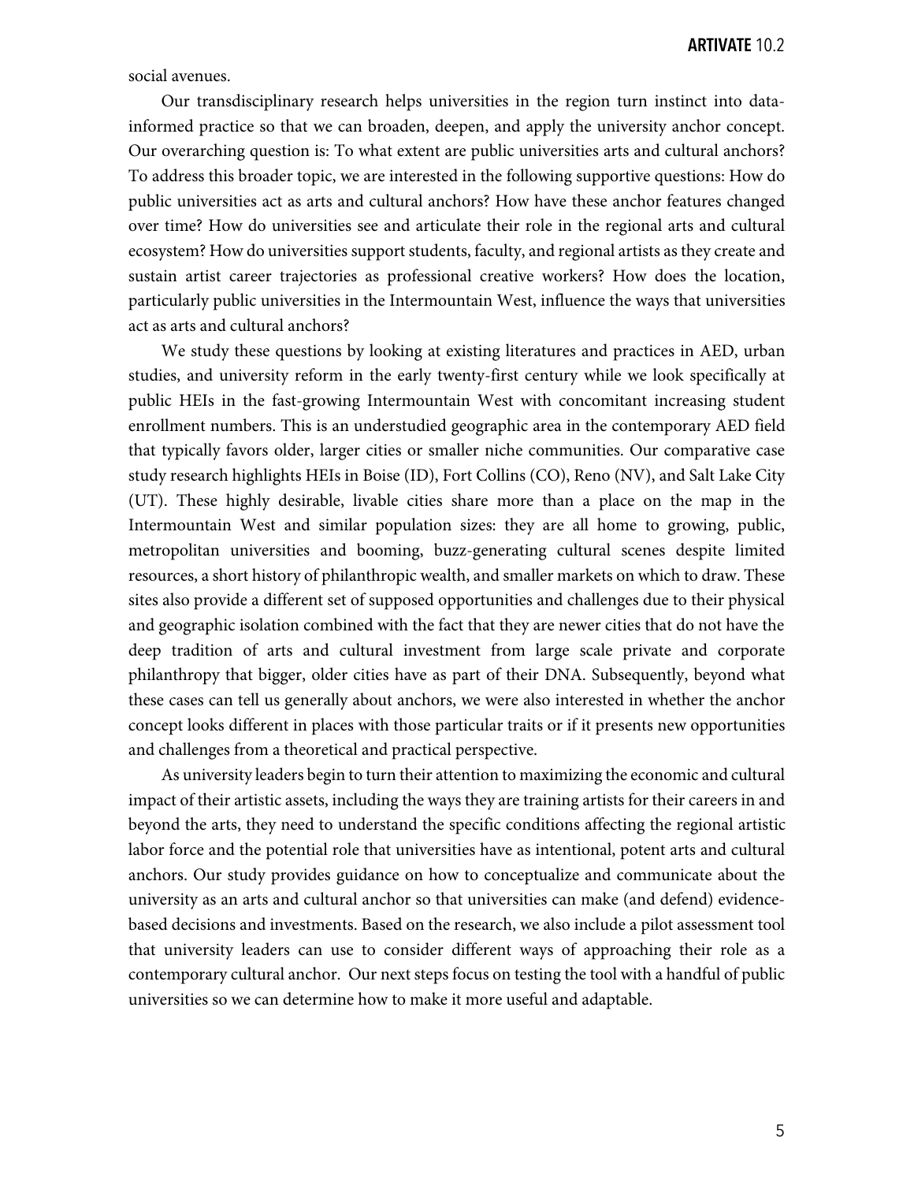social avenues.

Our transdisciplinary research helps universities in the region turn instinct into data-informed practice so that we can broaden, deepen, and apply the university anchor concept. Our overarching question is: To what extent are public universities arts and cultural anchors? To address this broader topic, we are interested in the following supportive questions: How do public universities act as arts and cultural anchors? How have these anchor features changed over time? How do universities see and articulate their role in the regional arts and cultural ecosystem? How do universities support students, faculty, and regional artists as they create and sustain artist career trajectories as professional creative workers? How does the location, particularly public universities in the Intermountain West, influence the ways that universities act as arts and cultural anchors?

We study these questions by looking at existing literatures and practices in AED, urban studies, and university reform in the early twenty-first century while we look specifically at public HEIs in the fast-growing Intermountain West with concomitant increasing student enrollment numbers. This is an understudied geographic area in the contemporary AED field that typically favors older, larger cities or smaller niche communities. Our comparative case study research highlights HEIs in Boise (ID), Fort Collins (CO), Reno (NV), and Salt Lake City (UT). These highly desirable, livable cities share more than a place on the map in the Intermountain West and similar population sizes: they are all home to growing, public, metropolitan universities and booming, buzz-generating cultural scenes despite limited resources, a short history of philanthropic wealth, and smaller markets on which to draw. These sites also provide a different set of supposed opportunities and challenges due to their physical and geographic isolation combined with the fact that they are newer cities that do not have the deep tradition of arts and cultural investment from large scale private and corporate philanthropy that bigger, older cities have as part of their DNA. Subsequently, beyond what these cases can tell us generally about anchors, we were also interested in whether the anchor concept looks different in places with those particular traits or if it presents new opportunities and challenges from a theoretical and practical perspective.

As university leaders begin to turn their attention to maximizing the economic and cultural impact of their artistic assets, including the ways they are training artists for their careers in and beyond the arts, they need to understand the specific conditions affecting the regional artistic labor force and the potential role that universities have as intentional, potent arts and cultural anchors. Our study provides guidance on how to conceptualize and communicate about the university as an arts and cultural anchor so that universities can make (and defend) evidence-based decisions and investments. Based on the research, we also include a pilot assessment tool that university leaders can use to consider different ways of approaching their role as a contemporary cultural anchor. Our next steps focus on testing the tool with a handful of public universities so we can determine how to make it more useful and adaptable.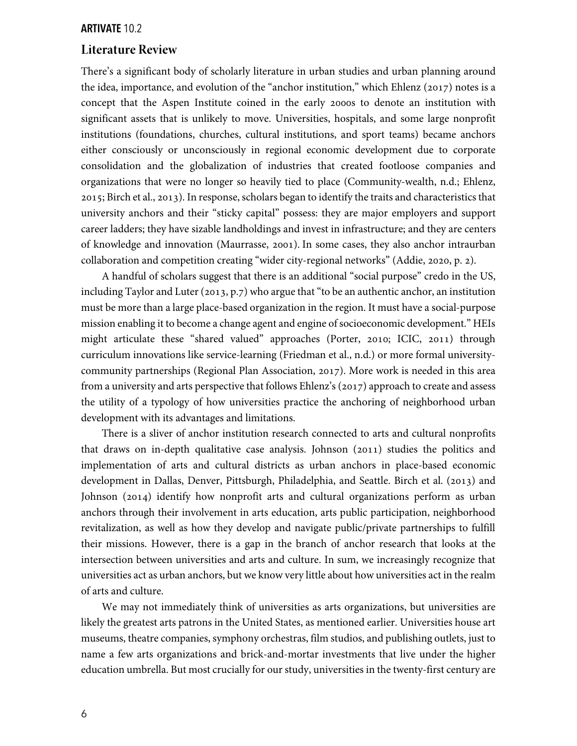## Literature Review

There's a significant body of scholarly literature in urban studies and urban planning around the idea, importance, and evolution of the "anchor institution," which Ehlenz (2017) notes is a concept that the Aspen Institute coined in the early 2000s to denote an institution with significant assets that is unlikely to move. Universities, hospitals, and some large nonprofit institutions (foundations, churches, cultural institutions, and sport teams) became anchors either consciously or unconsciously in regional economic development due to corporate consolidation and the globalization of industries that created footloose companies and organizations that were no longer so heavily tied to place (Community-wealth, n.d.; Ehlenz, 2015; Birch et al., 2013). In response, scholars began to identify the traits and characteristics that university anchors and their "sticky capital" possess: they are major employers and support career ladders; they have sizable landholdings and invest in infrastructure; and they are centers of knowledge and innovation (Maurrasse, 2001). In some cases, they also anchor intraurban collaboration and competition creating "wider city-regional networks" (Addie, 2020, p. 2).

A handful of scholars suggest that there is an additional "social purpose" credo in the US, including Taylor and Luter (2013, p.7) who argue that "to be an authentic anchor, an institution must be more than a large place-based organization in the region. It must have a social-purpose mission enabling it to become a change agent and engine of socioeconomic development." HEIs might articulate these "shared valued" approaches (Porter, 2010; ICIC, 2011) through curriculum innovations like service-learning (Friedman et al., n.d.) or more formal university-community partnerships (Regional Plan Association, 2017). More work is needed in this area from a university and arts perspective that follows Ehlenz's (2017) approach to create and assess the utility of a typology of how universities practice the anchoring of neighborhood urban development with its advantages and limitations.

There is a sliver of anchor institution research connected to arts and cultural nonprofits that draws on in-depth qualitative case analysis. Johnson (2011) studies the politics and implementation of arts and cultural districts as urban anchors in place-based economic development in Dallas, Denver, Pittsburgh, Philadelphia, and Seattle. Birch et al. (2013) and Johnson (2014) identify how nonprofit arts and cultural organizations perform as urban anchors through their involvement in arts education, arts public participation, neighborhood revitalization, as well as how they develop and navigate public/private partnerships to fulfill their missions. However, there is a gap in the branch of anchor research that looks at the intersection between universities and arts and culture. In sum, we increasingly recognize that universities act as urban anchors, but we know very little about how universities act in the realm of arts and culture.

We may not immediately think of universities as arts organizations, but universities are likely the greatest arts patrons in the United States, as mentioned earlier. Universities house art museums, theatre companies, symphony orchestras, film studios, and publishing outlets, just to name a few arts organizations and brick-and-mortar investments that live under the higher education umbrella. But most crucially for our study, universities in the twenty-first century are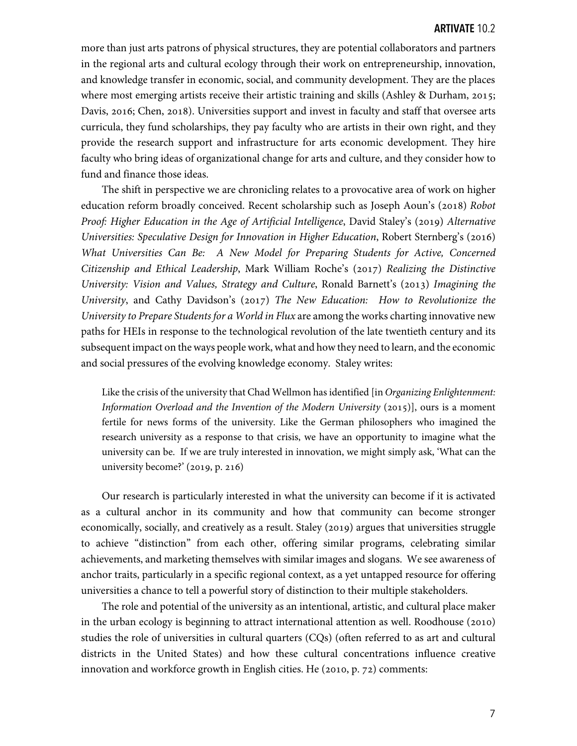more than just arts patrons of physical structures, they are potential collaborators and partners in the regional arts and cultural ecology through their work on entrepreneurship, innovation, and knowledge transfer in economic, social, and community development. They are the places where most emerging artists receive their artistic training and skills (Ashley & Durham, 2015; Davis, 2016; Chen, 2018). Universities support and invest in faculty and staff that oversee arts curricula, they fund scholarships, they pay faculty who are artists in their own right, and they provide the research support and infrastructure for arts economic development. They hire faculty who bring ideas of organizational change for arts and culture, and they consider how to fund and finance those ideas.

The shift in perspective we are chronicling relates to a provocative area of work on higher education reform broadly conceived. Recent scholarship such as Joseph Aoun's (2018) *Robot Proof: Higher Education in the Age of Artificial Intelligence*, David Staley's (2019) *Alternative Universities: Speculative Design for Innovation in Higher Education*, Robert Sternberg's (2016) *What Universities Can Be: A New Model for Preparing Students for Active, Concerned Citizenship and Ethical Leadership*, Mark William Roche's (2017) *Realizing the Distinctive University: Vision and Values, Strategy and Culture*, Ronald Barnett's (2013) *Imagining the University*, and Cathy Davidson's (2017) *The New Education: How to Revolutionize the University to Prepare Students for a World in Flux* are among the works charting innovative new paths for HEIs in response to the technological revolution of the late twentieth century and its subsequent impact on the ways people work, what and how they need to learn, and the economic and social pressures of the evolving knowledge economy. Staley writes:

> Like the crisis of the university that Chad Wellmon has identified [in *Organizing Enlightenment: Information Overload and the Invention of the Modern University* (2015)], ours is a moment fertile for news forms of the university. Like the German philosophers who imagined the research university as a response to that crisis, we have an opportunity to imagine what the university can be. If we are truly interested in innovation, we might simply ask, 'What can the university become?' (2019, p. 216)

Our research is particularly interested in what the university can become if it is activated as a cultural anchor in its community and how that community can become stronger economically, socially, and creatively as a result. Staley (2019) argues that universities struggle to achieve "distinction" from each other, offering similar programs, celebrating similar achievements, and marketing themselves with similar images and slogans. We see awareness of anchor traits, particularly in a specific regional context, as a yet untapped resource for offering universities a chance to tell a powerful story of distinction to their multiple stakeholders.

The role and potential of the university as an intentional, artistic, and cultural place maker in the urban ecology is beginning to attract international attention as well. Roodhouse (2010) studies the role of universities in cultural quarters (CQs) (often referred to as art and cultural districts in the United States) and how these cultural concentrations influence creative innovation and workforce growth in English cities. He (2010, p. 72) comments: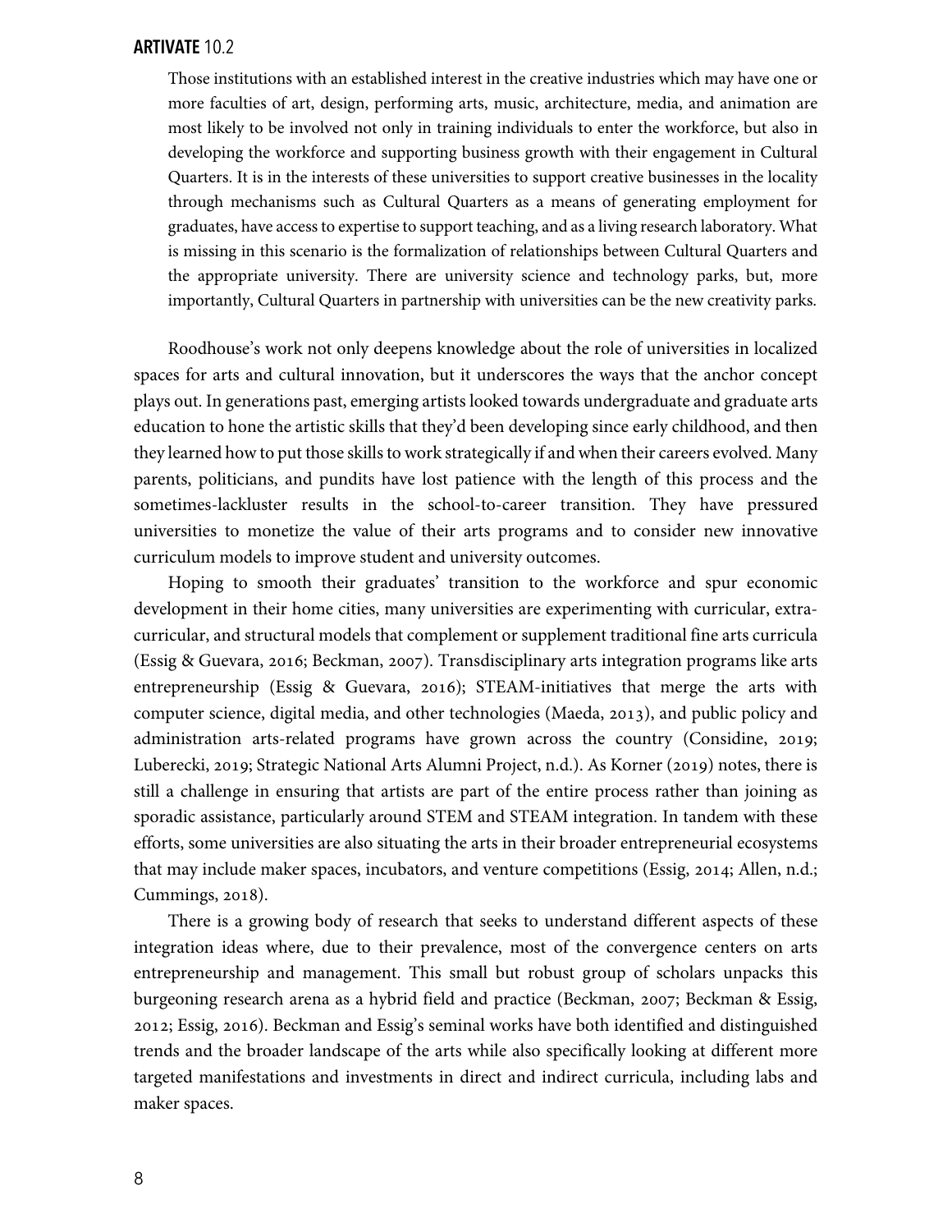> Those institutions with an established interest in the creative industries which may have one or more faculties of art, design, performing arts, music, architecture, media, and animation are most likely to be involved not only in training individuals to enter the workforce, but also in developing the workforce and supporting business growth with their engagement in Cultural Quarters. It is in the interests of these universities to support creative businesses in the locality through mechanisms such as Cultural Quarters as a means of generating employment for graduates, have access to expertise to support teaching, and as a living research laboratory. What is missing in this scenario is the formalization of relationships between Cultural Quarters and the appropriate university. There are university science and technology parks, but, more importantly, Cultural Quarters in partnership with universities can be the new creativity parks.

Roodhouse's work not only deepens knowledge about the role of universities in localized spaces for arts and cultural innovation, but it underscores the ways that the anchor concept plays out. In generations past, emerging artists looked towards undergraduate and graduate arts education to hone the artistic skills that they'd been developing since early childhood, and then they learned how to put those skills to work strategically if and when their careers evolved. Many parents, politicians, and pundits have lost patience with the length of this process and the sometimes-lackluster results in the school-to-career transition. They have pressured universities to monetize the value of their arts programs and to consider new innovative curriculum models to improve student and university outcomes.

Hoping to smooth their graduates' transition to the workforce and spur economic development in their home cities, many universities are experimenting with curricular, extra-curricular, and structural models that complement or supplement traditional fine arts curricula (Essig & Guevara, 2016; Beckman, 2007). Transdisciplinary arts integration programs like arts entrepreneurship (Essig & Guevara, 2016); STEAM-initiatives that merge the arts with computer science, digital media, and other technologies (Maeda, 2013), and public policy and administration arts-related programs have grown across the country (Considine, 2019; Luberecki, 2019; Strategic National Arts Alumni Project, n.d.). As Korner (2019) notes, there is still a challenge in ensuring that artists are part of the entire process rather than joining as sporadic assistance, particularly around STEM and STEAM integration. In tandem with these efforts, some universities are also situating the arts in their broader entrepreneurial ecosystems that may include maker spaces, incubators, and venture competitions (Essig, 2014; Allen, n.d.; Cummings, 2018).

There is a growing body of research that seeks to understand different aspects of these integration ideas where, due to their prevalence, most of the convergence centers on arts entrepreneurship and management. This small but robust group of scholars unpacks this burgeoning research arena as a hybrid field and practice (Beckman, 2007; Beckman & Essig, 2012; Essig, 2016). Beckman and Essig's seminal works have both identified and distinguished trends and the broader landscape of the arts while also specifically looking at different more targeted manifestations and investments in direct and indirect curricula, including labs and maker spaces.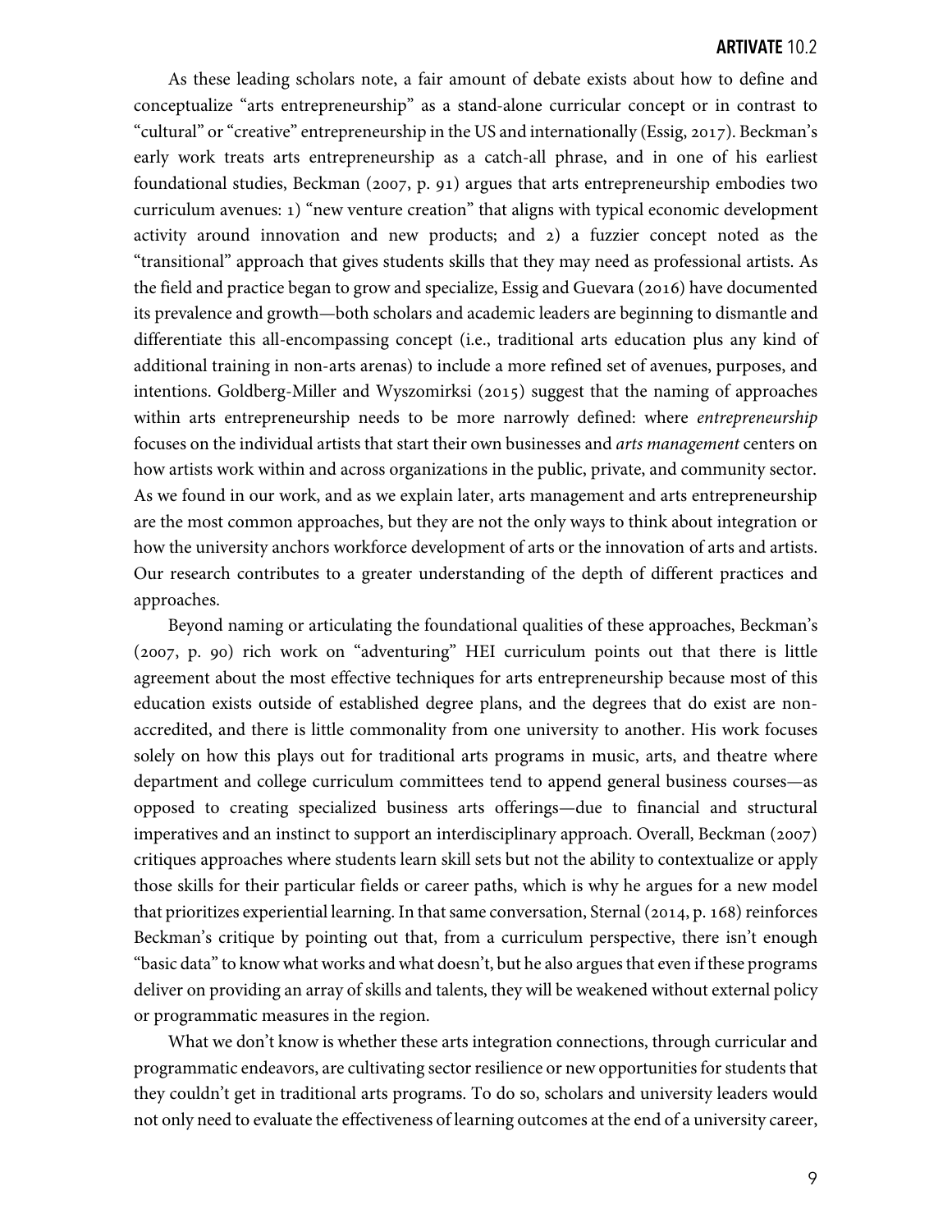As these leading scholars note, a fair amount of debate exists about how to define and conceptualize "arts entrepreneurship" as a stand-alone curricular concept or in contrast to "cultural" or "creative" entrepreneurship in the US and internationally (Essig, 2017). Beckman's early work treats arts entrepreneurship as a catch-all phrase, and in one of his earliest foundational studies, Beckman (2007, p. 91) argues that arts entrepreneurship embodies two curriculum avenues: 1) "new venture creation" that aligns with typical economic development activity around innovation and new products; and 2) a fuzzier concept noted as the "transitional" approach that gives students skills that they may need as professional artists. As the field and practice began to grow and specialize, Essig and Guevara (2016) have documented its prevalence and growth—both scholars and academic leaders are beginning to dismantle and differentiate this all-encompassing concept (i.e., traditional arts education plus any kind of additional training in non-arts arenas) to include a more refined set of avenues, purposes, and intentions. Goldberg-Miller and Wyszomirksi (2015) suggest that the naming of approaches within arts entrepreneurship needs to be more narrowly defined: where *entrepreneurship* focuses on the individual artists that start their own businesses and *arts management* centers on how artists work within and across organizations in the public, private, and community sector. As we found in our work, and as we explain later, arts management and arts entrepreneurship are the most common approaches, but they are not the only ways to think about integration or how the university anchors workforce development of arts or the innovation of arts and artists. Our research contributes to a greater understanding of the depth of different practices and approaches.

Beyond naming or articulating the foundational qualities of these approaches, Beckman's (2007, p. 90) rich work on "adventuring" HEI curriculum points out that there is little agreement about the most effective techniques for arts entrepreneurship because most of this education exists outside of established degree plans, and the degrees that do exist are non-accredited, and there is little commonality from one university to another. His work focuses solely on how this plays out for traditional arts programs in music, arts, and theatre where department and college curriculum committees tend to append general business courses—as opposed to creating specialized business arts offerings—due to financial and structural imperatives and an instinct to support an interdisciplinary approach. Overall, Beckman (2007) critiques approaches where students learn skill sets but not the ability to contextualize or apply those skills for their particular fields or career paths, which is why he argues for a new model that prioritizes experiential learning. In that same conversation, Sternal (2014, p. 168) reinforces Beckman's critique by pointing out that, from a curriculum perspective, there isn't enough "basic data" to know what works and what doesn't, but he also argues that even if these programs deliver on providing an array of skills and talents, they will be weakened without external policy or programmatic measures in the region.

What we don't know is whether these arts integration connections, through curricular and programmatic endeavors, are cultivating sector resilience or new opportunities for students that they couldn't get in traditional arts programs. To do so, scholars and university leaders would not only need to evaluate the effectiveness of learning outcomes at the end of a university career,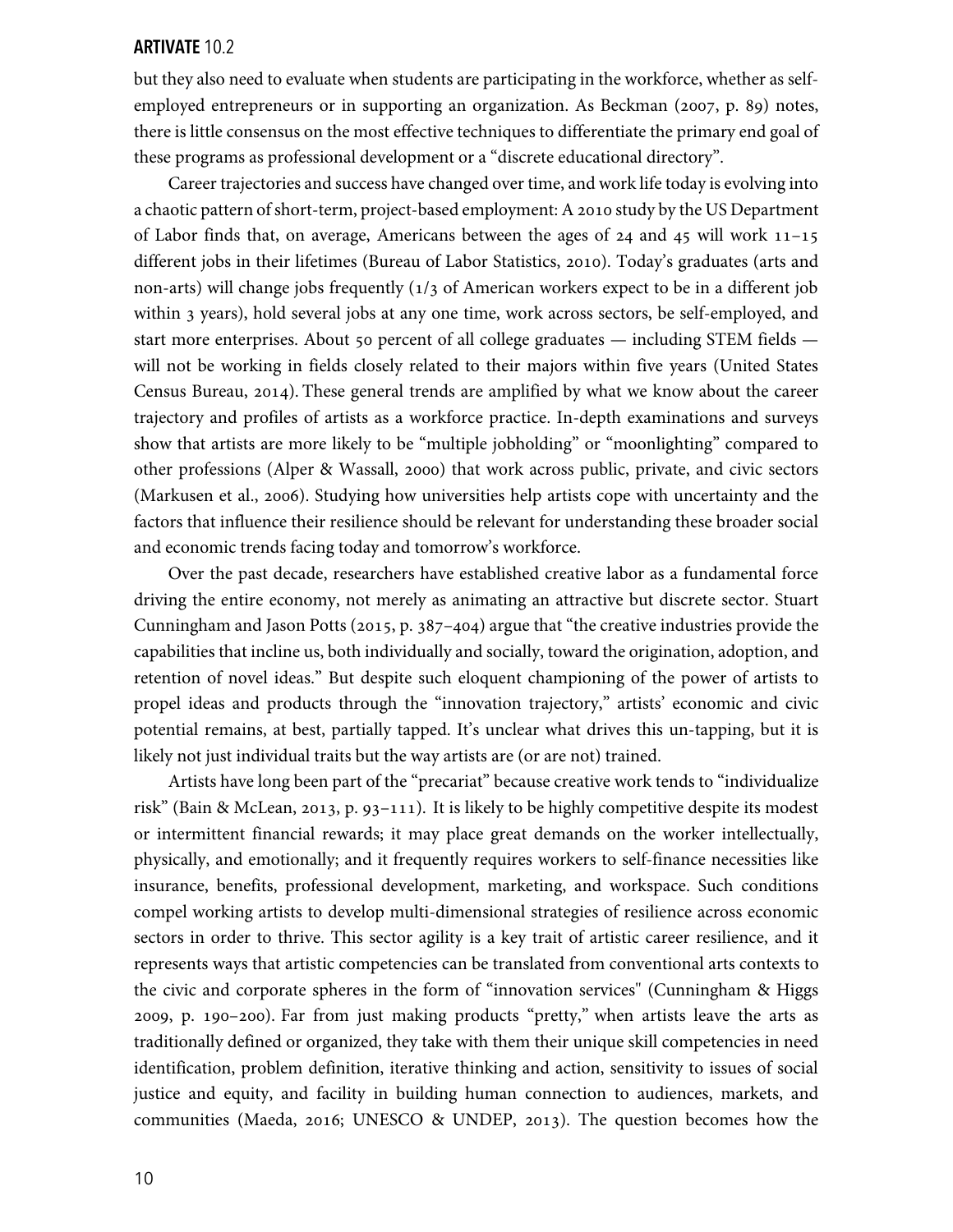but they also need to evaluate when students are participating in the workforce, whether as self-employed entrepreneurs or in supporting an organization. As Beckman (2007, p. 89) notes, there is little consensus on the most effective techniques to differentiate the primary end goal of these programs as professional development or a "discrete educational directory".

Career trajectories and success have changed over time, and work life today is evolving into a chaotic pattern of short-term, project-based employment: A 2010 study by the US Department of Labor finds that, on average, Americans between the ages of 24 and 45 will work 11–15 different jobs in their lifetimes (Bureau of Labor Statistics, 2010). Today's graduates (arts and non-arts) will change jobs frequently (1/3 of American workers expect to be in a different job within 3 years), hold several jobs at any one time, work across sectors, be self-employed, and start more enterprises. About 50 percent of all college graduates — including STEM fields — will not be working in fields closely related to their majors within five years (United States Census Bureau, 2014). These general trends are amplified by what we know about the career trajectory and profiles of artists as a workforce practice. In-depth examinations and surveys show that artists are more likely to be "multiple jobholding" or "moonlighting" compared to other professions (Alper & Wassall, 2000) that work across public, private, and civic sectors (Markusen et al., 2006). Studying how universities help artists cope with uncertainty and the factors that influence their resilience should be relevant for understanding these broader social and economic trends facing today and tomorrow's workforce.

Over the past decade, researchers have established creative labor as a fundamental force driving the entire economy, not merely as animating an attractive but discrete sector. Stuart Cunningham and Jason Potts (2015, p. 387–404) argue that "the creative industries provide the capabilities that incline us, both individually and socially, toward the origination, adoption, and retention of novel ideas." But despite such eloquent championing of the power of artists to propel ideas and products through the "innovation trajectory," artists' economic and civic potential remains, at best, partially tapped. It's unclear what drives this un-tapping, but it is likely not just individual traits but the way artists are (or are not) trained.

Artists have long been part of the "precariat" because creative work tends to "individualize risk" (Bain & McLean, 2013, p. 93–111). It is likely to be highly competitive despite its modest or intermittent financial rewards; it may place great demands on the worker intellectually, physically, and emotionally; and it frequently requires workers to self-finance necessities like insurance, benefits, professional development, marketing, and workspace. Such conditions compel working artists to develop multi-dimensional strategies of resilience across economic sectors in order to thrive. This sector agility is a key trait of artistic career resilience, and it represents ways that artistic competencies can be translated from conventional arts contexts to the civic and corporate spheres in the form of "innovation services" (Cunningham & Higgs 2009, p. 190–200). Far from just making products "pretty," when artists leave the arts as traditionally defined or organized, they take with them their unique skill competencies in need identification, problem definition, iterative thinking and action, sensitivity to issues of social justice and equity, and facility in building human connection to audiences, markets, and communities (Maeda, 2016; UNESCO & UNDEP, 2013). The question becomes how the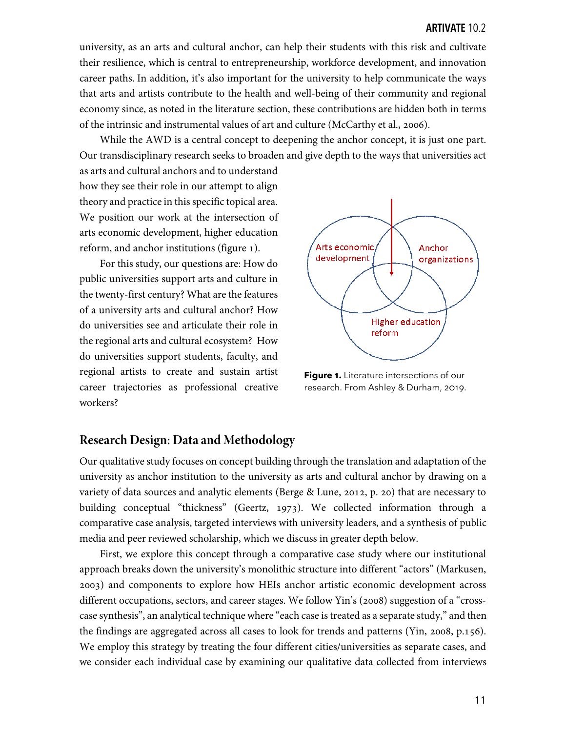university, as an arts and cultural anchor, can help their students with this risk and cultivate their resilience, which is central to entrepreneurship, workforce development, and innovation career paths. In addition, it's also important for the university to help communicate the ways that arts and artists contribute to the health and well-being of their community and regional economy since, as noted in the literature section, these contributions are hidden both in terms of the intrinsic and instrumental values of art and culture (McCarthy et al., 2006).

While the AWD is a central concept to deepening the anchor concept, it is just one part. Our transdisciplinary research seeks to broaden and give depth to the ways that universities act as arts and cultural anchors and to understand how they see their role in our attempt to align theory and practice in this specific topical area. We position our work at the intersection of arts economic development, higher education reform, and anchor institutions (figure 1).

For this study, our questions are: How do public universities support arts and culture in the twenty-first century? What are the features of a university arts and cultural anchor? How do universities see and articulate their role in the regional arts and cultural ecosystem? How do universities support students, faculty, and regional artists to create and sustain artist career trajectories as professional creative workers?

Arts economic development

Anchor organizations

Higher education reform

**Figure 1.** Literature intersections of our research. From Ashley & Durham, 2019.

## Research Design: Data and Methodology

Our qualitative study focuses on concept building through the translation and adaptation of the university as anchor institution to the university as arts and cultural anchor by drawing on a variety of data sources and analytic elements (Berge & Lune, 2012, p. 20) that are necessary to building conceptual "thickness" (Geertz, 1973). We collected information through a comparative case analysis, targeted interviews with university leaders, and a synthesis of public media and peer reviewed scholarship, which we discuss in greater depth below.

First, we explore this concept through a comparative case study where our institutional approach breaks down the university's monolithic structure into different "actors" (Markusen, 2003) and components to explore how HEIs anchor artistic economic development across different occupations, sectors, and career stages. We follow Yin's (2008) suggestion of a "cross-case synthesis", an analytical technique where "each case is treated as a separate study," and then the findings are aggregated across all cases to look for trends and patterns (Yin, 2008, p.156). We employ this strategy by treating the four different cities/universities as separate cases, and we consider each individual case by examining our qualitative data collected from interviews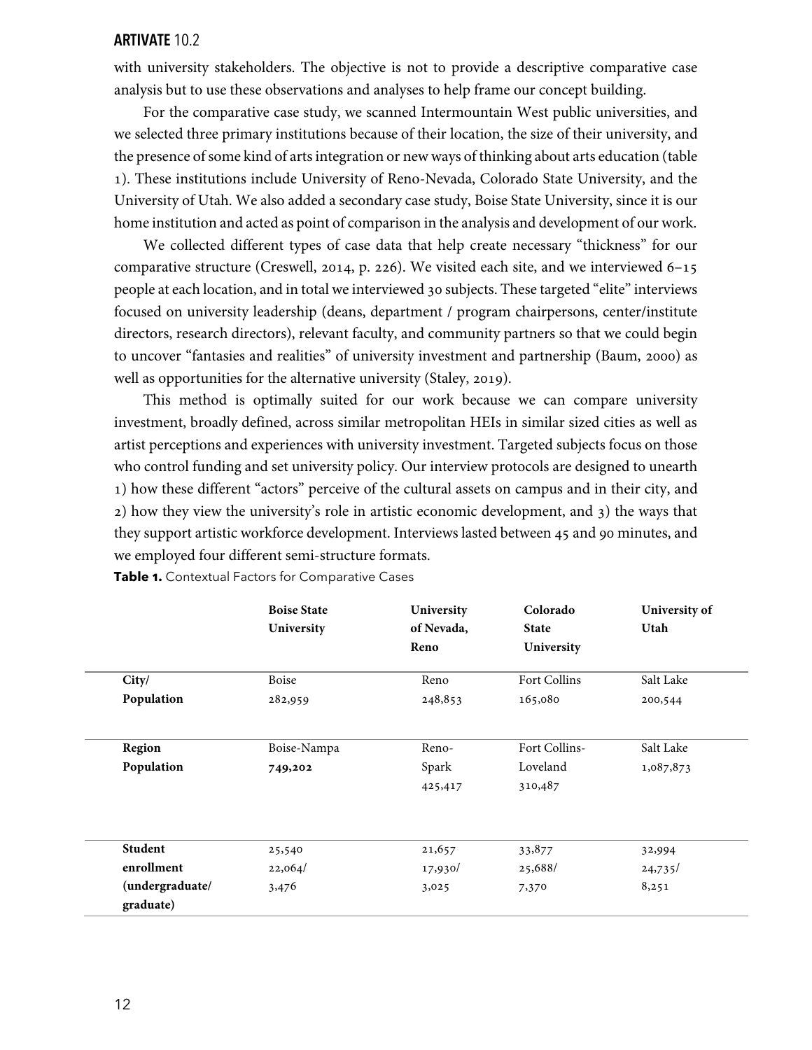with university stakeholders. The objective is not to provide a descriptive comparative case analysis but to use these observations and analyses to help frame our concept building.

For the comparative case study, we scanned Intermountain West public universities, and we selected three primary institutions because of their location, the size of their university, and the presence of some kind of arts integration or new ways of thinking about arts education (table 1). These institutions include University of Reno-Nevada, Colorado State University, and the University of Utah. We also added a secondary case study, Boise State University, since it is our home institution and acted as point of comparison in the analysis and development of our work.

We collected different types of case data that help create necessary "thickness" for our comparative structure (Creswell, 2014, p. 226). We visited each site, and we interviewed 6–15 people at each location, and in total we interviewed 30 subjects. These targeted "elite" interviews focused on university leadership (deans, department / program chairpersons, center/institute directors, research directors), relevant faculty, and community partners so that we could begin to uncover "fantasies and realities" of university investment and partnership (Baum, 2000) as well as opportunities for the alternative university (Staley, 2019).

This method is optimally suited for our work because we can compare university investment, broadly defined, across similar metropolitan HEIs in similar sized cities as well as artist perceptions and experiences with university investment. Targeted subjects focus on those who control funding and set university policy. Our interview protocols are designed to unearth 1) how these different "actors" perceive of the cultural assets on campus and in their city, and 2) how they view the university's role in artistic economic development, and 3) the ways that they support artistic workforce development. Interviews lasted between 45 and 90 minutes, and we employed four different semi-structure formats.

**Table 1.** Contextual Factors for Comparative Cases

| | **Boise State University** | **University of Nevada, Reno** | **Colorado State University** | **University of Utah** |
|---|---|---|---|---|
| **City/ Population** | Boise 282,959 | Reno 248,853 | Fort Collins 165,080 | Salt Lake 200,544 |
| **Region Population** | Boise-Nampa **749,202** | Reno-Spark 425,417 | Fort Collins-Loveland 310,487 | Salt Lake 1,087,873 |
| **Student enrollment (undergraduate/ graduate)** | 25,540 22,064/ 3,476 | 21,657 17,930/ 3,025 | 33,877 25,688/ 7,370 | 32,994 24,735/ 8,251 |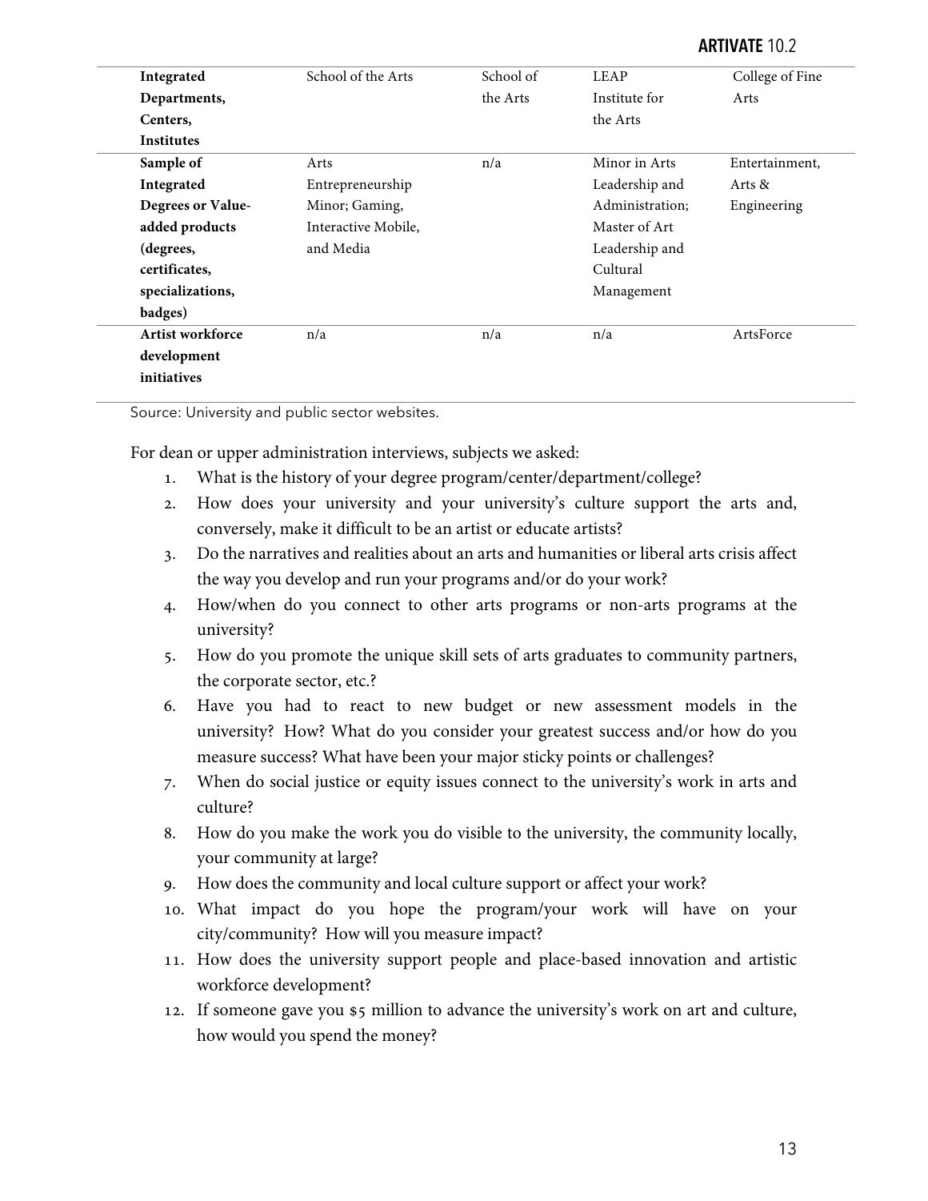| | | | | |
|---|---|---|---|---|
| **Integrated Departments, Centers, Institutes** | School of the Arts | School of the Arts | LEAP Institute for the Arts | College of Fine Arts |
| **Sample of Integrated Degrees or Value-added products (degrees, certificates, specializations, badges)** | Arts Entrepreneurship Minor; Gaming, Interactive Mobile, and Media | n/a | Minor in Arts Leadership and Administration; Master of Art Leadership and Cultural Management | Entertainment, Arts & Engineering |
| **Artist workforce development initiatives** | n/a | n/a | n/a | ArtsForce |

Source: University and public sector websites.

For dean or upper administration interviews, subjects we asked:

1. What is the history of your degree program/center/department/college?
2. How does your university and your university's culture support the arts and, conversely, make it difficult to be an artist or educate artists?
3. Do the narratives and realities about an arts and humanities or liberal arts crisis affect the way you develop and run your programs and/or do your work?
4. How/when do you connect to other arts programs or non-arts programs at the university?
5. How do you promote the unique skill sets of arts graduates to community partners, the corporate sector, etc.?
6. Have you had to react to new budget or new assessment models in the university? How? What do you consider your greatest success and/or how do you measure success? What have been your major sticky points or challenges?
7. When do social justice or equity issues connect to the university's work in arts and culture?
8. How do you make the work you do visible to the university, the community locally, your community at large?
9. How does the community and local culture support or affect your work?
10. What impact do you hope the program/your work will have on your city/community? How will you measure impact?
11. How does the university support people and place-based innovation and artistic workforce development?
12. If someone gave you $5 million to advance the university's work on art and culture, how would you spend the money?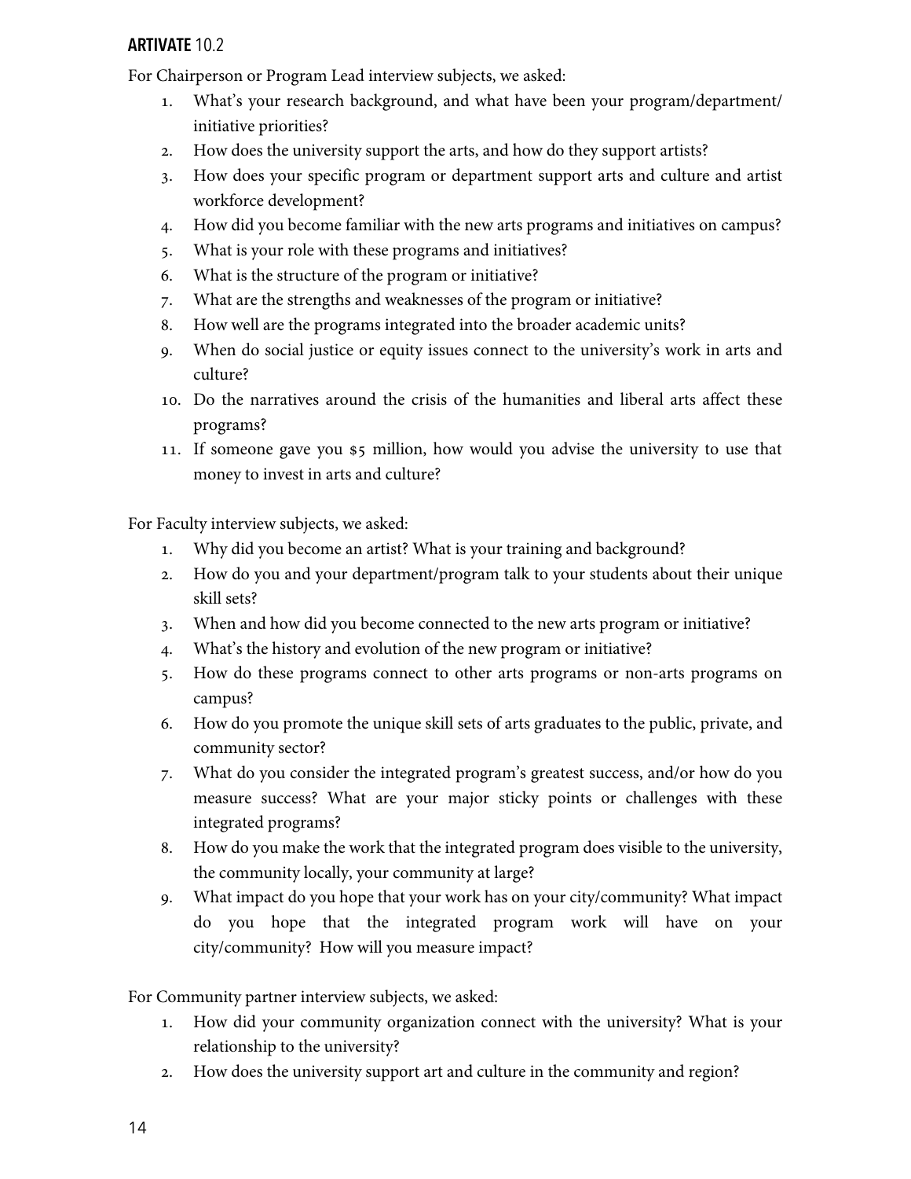For Chairperson or Program Lead interview subjects, we asked:

1. What's your research background, and what have been your program/department/initiative priorities?
2. How does the university support the arts, and how do they support artists?
3. How does your specific program or department support arts and culture and artist workforce development?
4. How did you become familiar with the new arts programs and initiatives on campus?
5. What is your role with these programs and initiatives?
6. What is the structure of the program or initiative?
7. What are the strengths and weaknesses of the program or initiative?
8. How well are the programs integrated into the broader academic units?
9. When do social justice or equity issues connect to the university's work in arts and culture?
10. Do the narratives around the crisis of the humanities and liberal arts affect these programs?
11. If someone gave you $5 million, how would you advise the university to use that money to invest in arts and culture?

For Faculty interview subjects, we asked:

1. Why did you become an artist? What is your training and background?
2. How do you and your department/program talk to your students about their unique skill sets?
3. When and how did you become connected to the new arts program or initiative?
4. What's the history and evolution of the new program or initiative?
5. How do these programs connect to other arts programs or non-arts programs on campus?
6. How do you promote the unique skill sets of arts graduates to the public, private, and community sector?
7. What do you consider the integrated program's greatest success, and/or how do you measure success? What are your major sticky points or challenges with these integrated programs?
8. How do you make the work that the integrated program does visible to the university, the community locally, your community at large?
9. What impact do you hope that your work has on your city/community? What impact do you hope that the integrated program work will have on your city/community? How will you measure impact?

For Community partner interview subjects, we asked:

1. How did your community organization connect with the university? What is your relationship to the university?
2. How does the university support art and culture in the community and region?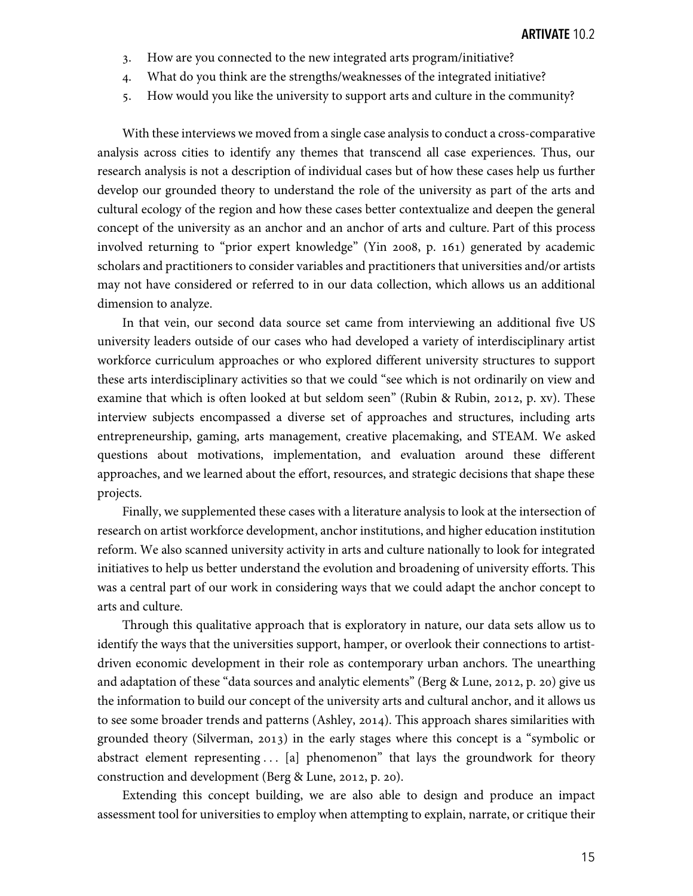3. How are you connected to the new integrated arts program/initiative?
4. What do you think are the strengths/weaknesses of the integrated initiative?
5. How would you like the university to support arts and culture in the community?

With these interviews we moved from a single case analysis to conduct a cross-comparative analysis across cities to identify any themes that transcend all case experiences. Thus, our research analysis is not a description of individual cases but of how these cases help us further develop our grounded theory to understand the role of the university as part of the arts and cultural ecology of the region and how these cases better contextualize and deepen the general concept of the university as an anchor and an anchor of arts and culture. Part of this process involved returning to "prior expert knowledge" (Yin 2008, p. 161) generated by academic scholars and practitioners to consider variables and practitioners that universities and/or artists may not have considered or referred to in our data collection, which allows us an additional dimension to analyze.

In that vein, our second data source set came from interviewing an additional five US university leaders outside of our cases who had developed a variety of interdisciplinary artist workforce curriculum approaches or who explored different university structures to support these arts interdisciplinary activities so that we could "see which is not ordinarily on view and examine that which is often looked at but seldom seen" (Rubin & Rubin, 2012, p. xv). These interview subjects encompassed a diverse set of approaches and structures, including arts entrepreneurship, gaming, arts management, creative placemaking, and STEAM. We asked questions about motivations, implementation, and evaluation around these different approaches, and we learned about the effort, resources, and strategic decisions that shape these projects.

Finally, we supplemented these cases with a literature analysis to look at the intersection of research on artist workforce development, anchor institutions, and higher education institution reform. We also scanned university activity in arts and culture nationally to look for integrated initiatives to help us better understand the evolution and broadening of university efforts. This was a central part of our work in considering ways that we could adapt the anchor concept to arts and culture.

Through this qualitative approach that is exploratory in nature, our data sets allow us to identify the ways that the universities support, hamper, or overlook their connections to artist-driven economic development in their role as contemporary urban anchors. The unearthing and adaptation of these "data sources and analytic elements" (Berg & Lune, 2012, p. 20) give us the information to build our concept of the university arts and cultural anchor, and it allows us to see some broader trends and patterns (Ashley, 2014). This approach shares similarities with grounded theory (Silverman, 2013) in the early stages where this concept is a "symbolic or abstract element representing . . . [a] phenomenon" that lays the groundwork for theory construction and development (Berg & Lune, 2012, p. 20).

Extending this concept building, we are also able to design and produce an impact assessment tool for universities to employ when attempting to explain, narrate, or critique their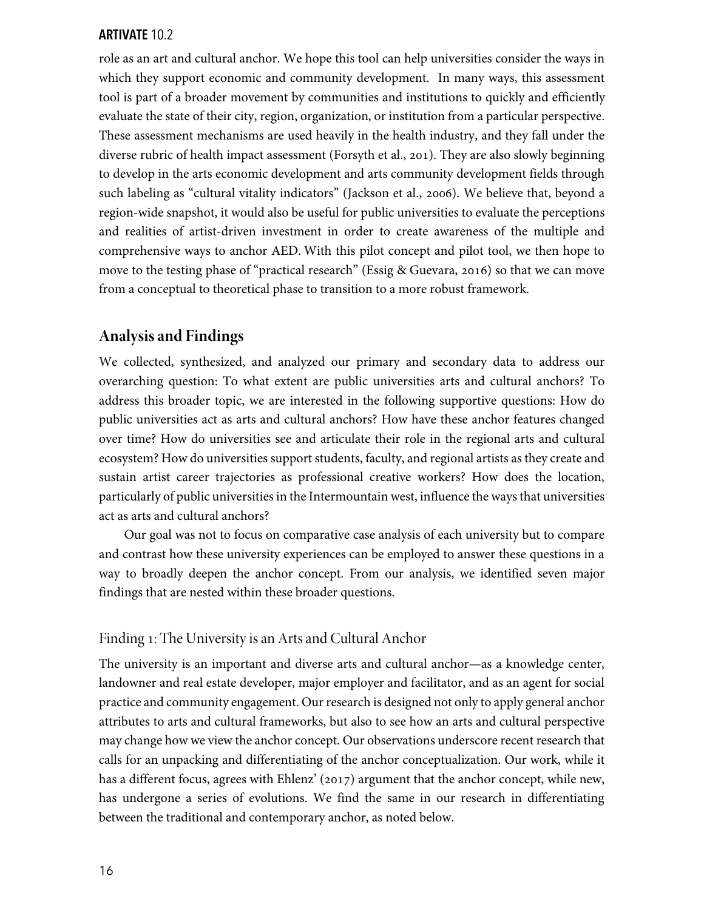role as an art and cultural anchor. We hope this tool can help universities consider the ways in which they support economic and community development. In many ways, this assessment tool is part of a broader movement by communities and institutions to quickly and efficiently evaluate the state of their city, region, organization, or institution from a particular perspective. These assessment mechanisms are used heavily in the health industry, and they fall under the diverse rubric of health impact assessment (Forsyth et al., 201). They are also slowly beginning to develop in the arts economic development and arts community development fields through such labeling as "cultural vitality indicators" (Jackson et al., 2006). We believe that, beyond a region-wide snapshot, it would also be useful for public universities to evaluate the perceptions and realities of artist-driven investment in order to create awareness of the multiple and comprehensive ways to anchor AED. With this pilot concept and pilot tool, we then hope to move to the testing phase of "practical research" (Essig & Guevara, 2016) so that we can move from a conceptual to theoretical phase to transition to a more robust framework.

## Analysis and Findings

We collected, synthesized, and analyzed our primary and secondary data to address our overarching question: To what extent are public universities arts and cultural anchors? To address this broader topic, we are interested in the following supportive questions: How do public universities act as arts and cultural anchors? How have these anchor features changed over time? How do universities see and articulate their role in the regional arts and cultural ecosystem? How do universities support students, faculty, and regional artists as they create and sustain artist career trajectories as professional creative workers? How does the location, particularly of public universities in the Intermountain west, influence the ways that universities act as arts and cultural anchors?

Our goal was not to focus on comparative case analysis of each university but to compare and contrast how these university experiences can be employed to answer these questions in a way to broadly deepen the anchor concept. From our analysis, we identified seven major findings that are nested within these broader questions.

### Finding 1: The University is an Arts and Cultural Anchor

The university is an important and diverse arts and cultural anchor—as a knowledge center, landowner and real estate developer, major employer and facilitator, and as an agent for social practice and community engagement. Our research is designed not only to apply general anchor attributes to arts and cultural frameworks, but also to see how an arts and cultural perspective may change how we view the anchor concept. Our observations underscore recent research that calls for an unpacking and differentiating of the anchor conceptualization. Our work, while it has a different focus, agrees with Ehlenz' (2017) argument that the anchor concept, while new, has undergone a series of evolutions. We find the same in our research in differentiating between the traditional and contemporary anchor, as noted below.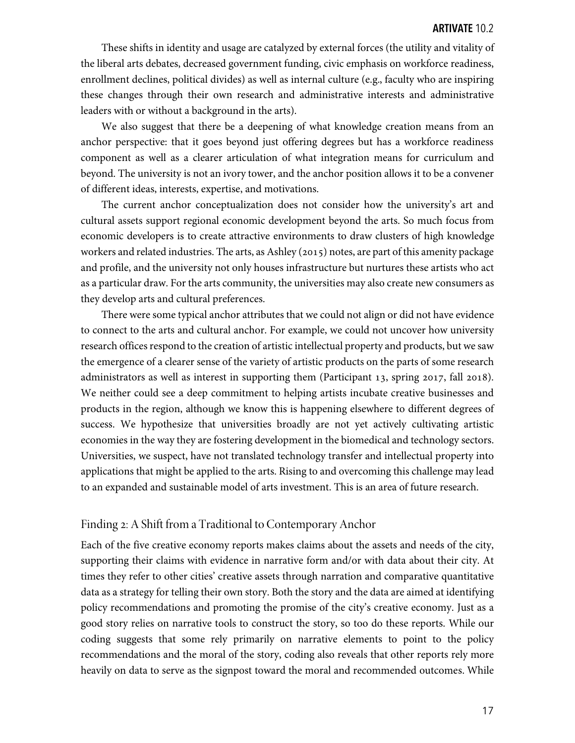These shifts in identity and usage are catalyzed by external forces (the utility and vitality of the liberal arts debates, decreased government funding, civic emphasis on workforce readiness, enrollment declines, political divides) as well as internal culture (e.g., faculty who are inspiring these changes through their own research and administrative interests and administrative leaders with or without a background in the arts).

We also suggest that there be a deepening of what knowledge creation means from an anchor perspective: that it goes beyond just offering degrees but has a workforce readiness component as well as a clearer articulation of what integration means for curriculum and beyond. The university is not an ivory tower, and the anchor position allows it to be a convener of different ideas, interests, expertise, and motivations.

The current anchor conceptualization does not consider how the university's art and cultural assets support regional economic development beyond the arts. So much focus from economic developers is to create attractive environments to draw clusters of high knowledge workers and related industries. The arts, as Ashley (2015) notes, are part of this amenity package and profile, and the university not only houses infrastructure but nurtures these artists who act as a particular draw. For the arts community, the universities may also create new consumers as they develop arts and cultural preferences.

There were some typical anchor attributes that we could not align or did not have evidence to connect to the arts and cultural anchor. For example, we could not uncover how university research offices respond to the creation of artistic intellectual property and products, but we saw the emergence of a clearer sense of the variety of artistic products on the parts of some research administrators as well as interest in supporting them (Participant 13, spring 2017, fall 2018). We neither could see a deep commitment to helping artists incubate creative businesses and products in the region, although we know this is happening elsewhere to different degrees of success. We hypothesize that universities broadly are not yet actively cultivating artistic economies in the way they are fostering development in the biomedical and technology sectors. Universities, we suspect, have not translated technology transfer and intellectual property into applications that might be applied to the arts. Rising to and overcoming this challenge may lead to an expanded and sustainable model of arts investment. This is an area of future research.

## Finding 2: A Shift from a Traditional to Contemporary Anchor

Each of the five creative economy reports makes claims about the assets and needs of the city, supporting their claims with evidence in narrative form and/or with data about their city. At times they refer to other cities' creative assets through narration and comparative quantitative data as a strategy for telling their own story. Both the story and the data are aimed at identifying policy recommendations and promoting the promise of the city's creative economy. Just as a good story relies on narrative tools to construct the story, so too do these reports. While our coding suggests that some rely primarily on narrative elements to point to the policy recommendations and the moral of the story, coding also reveals that other reports rely more heavily on data to serve as the signpost toward the moral and recommended outcomes. While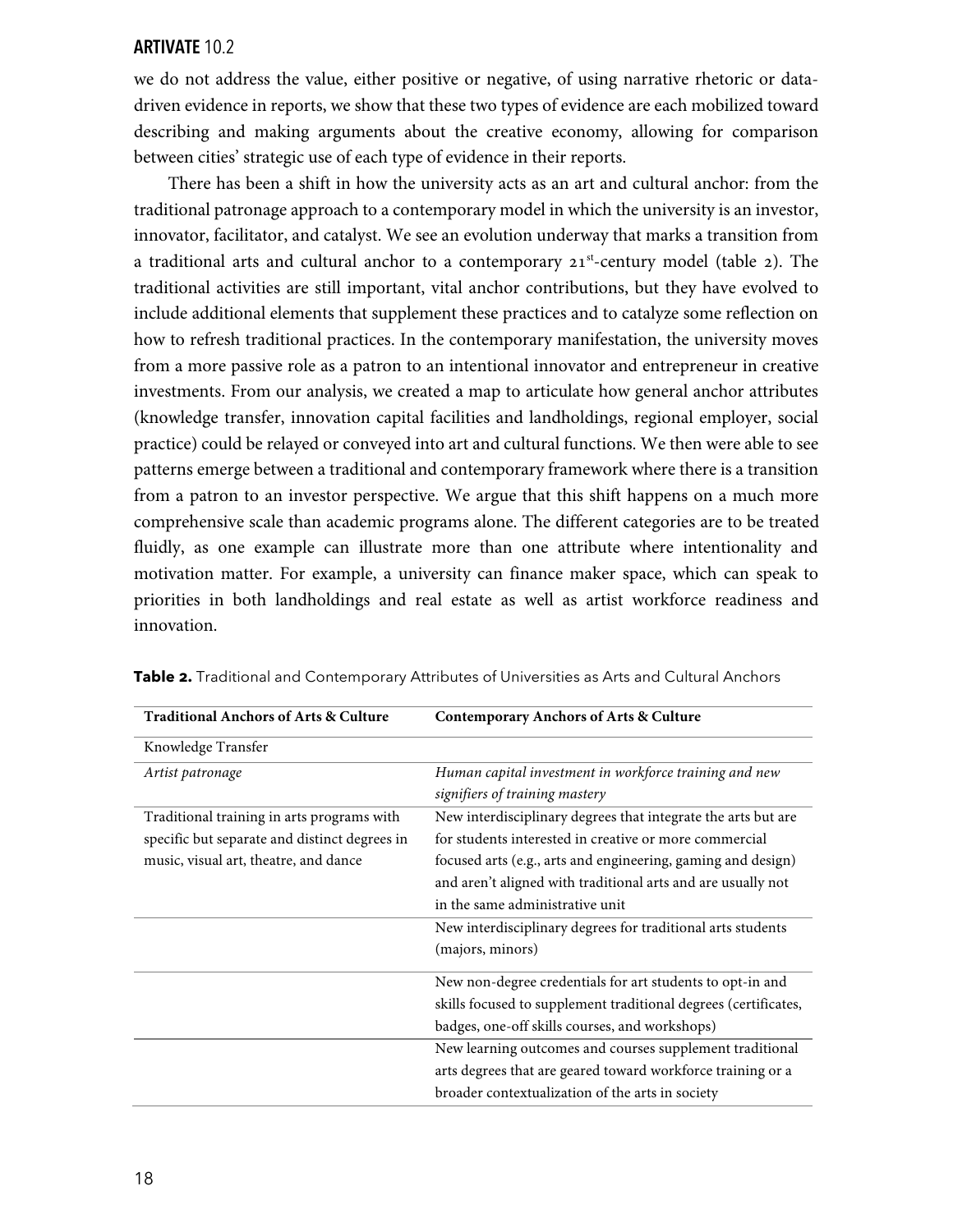we do not address the value, either positive or negative, of using narrative rhetoric or data-driven evidence in reports, we show that these two types of evidence are each mobilized toward describing and making arguments about the creative economy, allowing for comparison between cities' strategic use of each type of evidence in their reports.

There has been a shift in how the university acts as an art and cultural anchor: from the traditional patronage approach to a contemporary model in which the university is an investor, innovator, facilitator, and catalyst. We see an evolution underway that marks a transition from a traditional arts and cultural anchor to a contemporary 21st-century model (table 2). The traditional activities are still important, vital anchor contributions, but they have evolved to include additional elements that supplement these practices and to catalyze some reflection on how to refresh traditional practices. In the contemporary manifestation, the university moves from a more passive role as a patron to an intentional innovator and entrepreneur in creative investments. From our analysis, we created a map to articulate how general anchor attributes (knowledge transfer, innovation capital facilities and landholdings, regional employer, social practice) could be relayed or conveyed into art and cultural functions. We then were able to see patterns emerge between a traditional and contemporary framework where there is a transition from a patron to an investor perspective. We argue that this shift happens on a much more comprehensive scale than academic programs alone. The different categories are to be treated fluidly, as one example can illustrate more than one attribute where intentionality and motivation matter. For example, a university can finance maker space, which can speak to priorities in both landholdings and real estate as well as artist workforce readiness and innovation.

**Table 2.** Traditional and Contemporary Attributes of Universities as Arts and Cultural Anchors

| Traditional Anchors of Arts & Culture | Contemporary Anchors of Arts & Culture |
|---|---|
| Knowledge Transfer | |
| *Artist patronage* | *Human capital investment in workforce training and new signifiers of training mastery* |
| Traditional training in arts programs with specific but separate and distinct degrees in music, visual art, theatre, and dance | New interdisciplinary degrees that integrate the arts but are for students interested in creative or more commercial focused arts (e.g., arts and engineering, gaming and design) and aren't aligned with traditional arts and are usually not in the same administrative unit |
| | New interdisciplinary degrees for traditional arts students (majors, minors) |
| | New non-degree credentials for art students to opt-in and skills focused to supplement traditional degrees (certificates, badges, one-off skills courses, and workshops) |
| | New learning outcomes and courses supplement traditional arts degrees that are geared toward workforce training or a broader contextualization of the arts in society |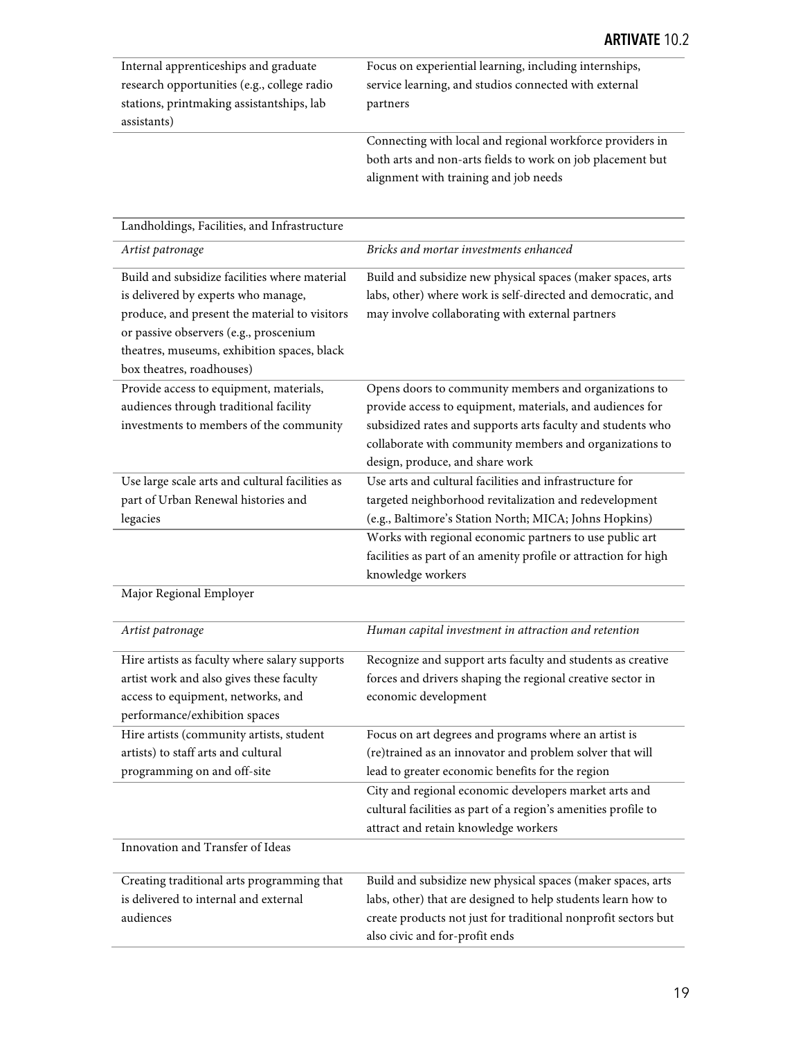| | |
|---|---|
| Internal apprenticeships and graduate research opportunities (e.g., college radio stations, printmaking assistantships, lab assistants) | Focus on experiential learning, including internships, service learning, and studios connected with external partners |
| | Connecting with local and regional workforce providers in both arts and non-arts fields to work on job placement but alignment with training and job needs |
| Landholdings, Facilities, and Infrastructure | |
| *Artist patronage* | *Bricks and mortar investments enhanced* |
| Build and subsidize facilities where material is delivered by experts who manage, produce, and present the material to visitors or passive observers (e.g., proscenium theatres, museums, exhibition spaces, black box theatres, roadhouses) | Build and subsidize new physical spaces (maker spaces, arts labs, other) where work is self-directed and democratic, and may involve collaborating with external partners |
| Provide access to equipment, materials, audiences through traditional facility investments to members of the community | Opens doors to community members and organizations to provide access to equipment, materials, and audiences for subsidized rates and supports arts faculty and students who collaborate with community members and organizations to design, produce, and share work |
| Use large scale arts and cultural facilities as part of Urban Renewal histories and legacies | Use arts and cultural facilities and infrastructure for targeted neighborhood revitalization and redevelopment (e.g., Baltimore's Station North; MICA; Johns Hopkins) |
| | Works with regional economic partners to use public art facilities as part of an amenity profile or attraction for high knowledge workers |
| Major Regional Employer | |
| *Artist patronage* | *Human capital investment in attraction and retention* |
| Hire artists as faculty where salary supports artist work and also gives these faculty access to equipment, networks, and performance/exhibition spaces | Recognize and support arts faculty and students as creative forces and drivers shaping the regional creative sector in economic development |
| Hire artists (community artists, student artists) to staff arts and cultural programming on and off-site | Focus on art degrees and programs where an artist is (re)trained as an innovator and problem solver that will lead to greater economic benefits for the region |
| | City and regional economic developers market arts and cultural facilities as part of a region's amenities profile to attract and retain knowledge workers |
| Innovation and Transfer of Ideas | |
| Creating traditional arts programming that is delivered to internal and external audiences | Build and subsidize new physical spaces (maker spaces, arts labs, other) that are designed to help students learn how to create products not just for traditional nonprofit sectors but also civic and for-profit ends |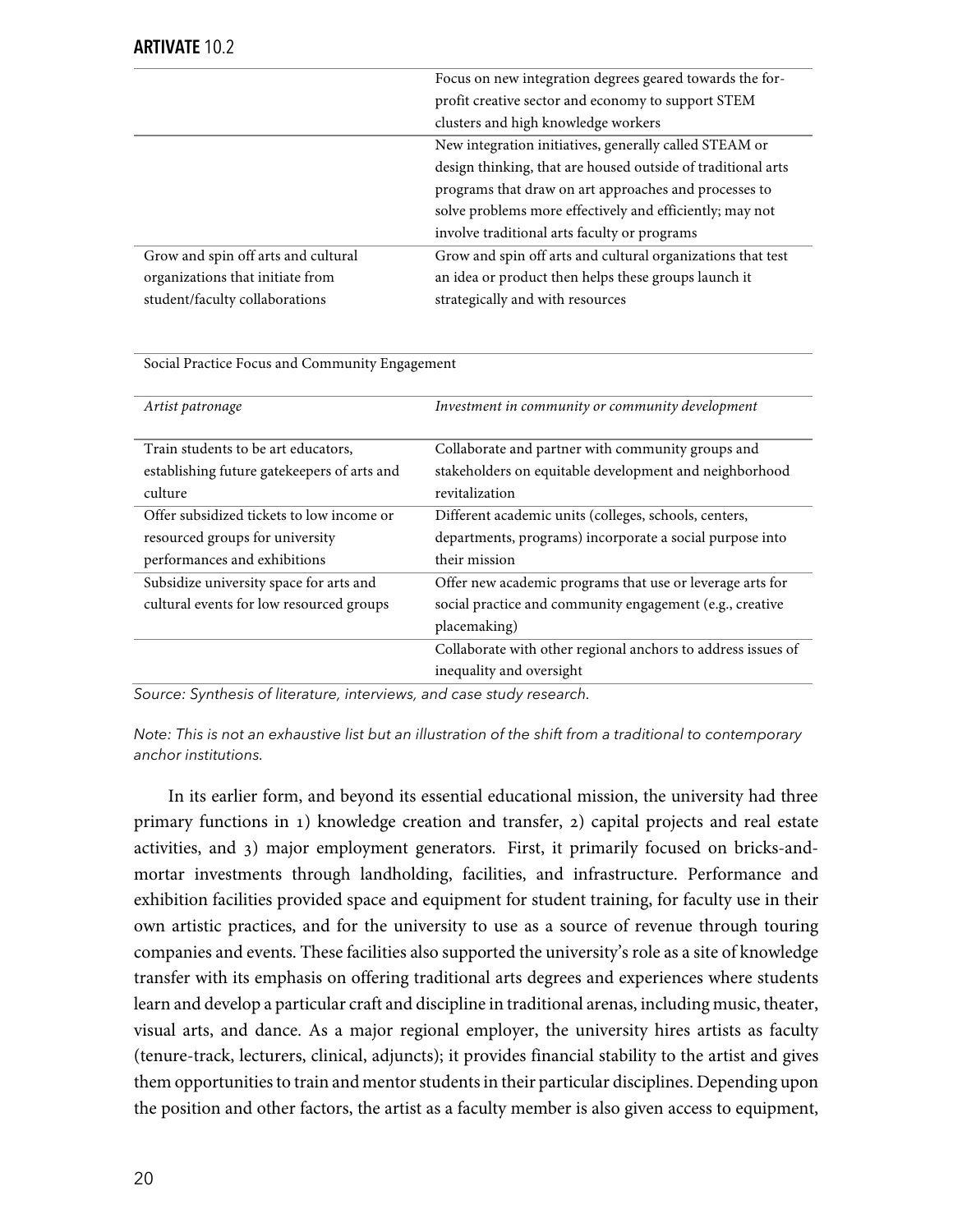| | |
|---|---|
| | Focus on new integration degrees geared towards the for-profit creative sector and economy to support STEM clusters and high knowledge workers |
| | New integration initiatives, generally called STEAM or design thinking, that are housed outside of traditional arts programs that draw on art approaches and processes to solve problems more effectively and efficiently; may not involve traditional arts faculty or programs |
| Grow and spin off arts and cultural organizations that initiate from student/faculty collaborations | Grow and spin off arts and cultural organizations that test an idea or product then helps these groups launch it strategically and with resources |
| Social Practice Focus and Community Engagement | |
| *Artist patronage* | *Investment in community or community development* |
| Train students to be art educators, establishing future gatekeepers of arts and culture | Collaborate and partner with community groups and stakeholders on equitable development and neighborhood revitalization |
| Offer subsidized tickets to low income or resourced groups for university performances and exhibitions | Different academic units (colleges, schools, centers, departments, programs) incorporate a social purpose into their mission |
| Subsidize university space for arts and cultural events for low resourced groups | Offer new academic programs that use or leverage arts for social practice and community engagement (e.g., creative placemaking) |
| | Collaborate with other regional anchors to address issues of inequality and oversight |

*Source: Synthesis of literature, interviews, and case study research.*

*Note: This is not an exhaustive list but an illustration of the shift from a traditional to contemporary anchor institutions.*

In its earlier form, and beyond its essential educational mission, the university had three primary functions in 1) knowledge creation and transfer, 2) capital projects and real estate activities, and 3) major employment generators. First, it primarily focused on bricks-and-mortar investments through landholding, facilities, and infrastructure. Performance and exhibition facilities provided space and equipment for student training, for faculty use in their own artistic practices, and for the university to use as a source of revenue through touring companies and events. These facilities also supported the university's role as a site of knowledge transfer with its emphasis on offering traditional arts degrees and experiences where students learn and develop a particular craft and discipline in traditional arenas, including music, theater, visual arts, and dance. As a major regional employer, the university hires artists as faculty (tenure-track, lecturers, clinical, adjuncts); it provides financial stability to the artist and gives them opportunities to train and mentor students in their particular disciplines. Depending upon the position and other factors, the artist as a faculty member is also given access to equipment,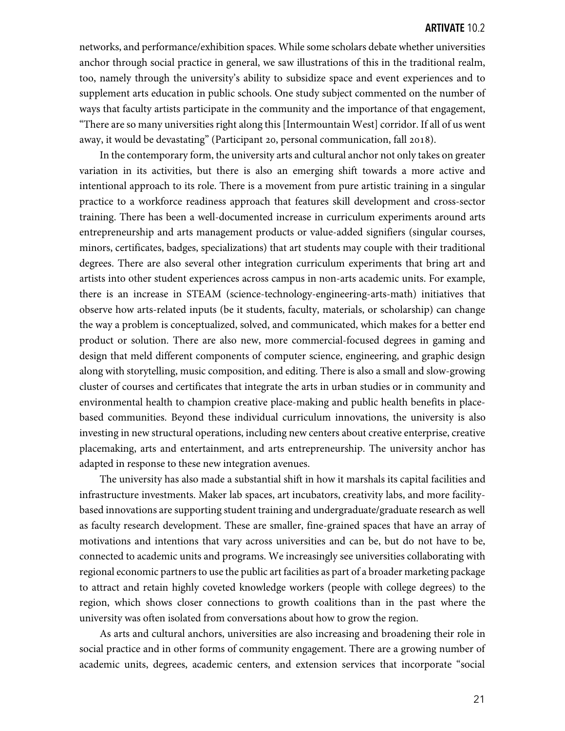networks, and performance/exhibition spaces. While some scholars debate whether universities anchor through social practice in general, we saw illustrations of this in the traditional realm, too, namely through the university's ability to subsidize space and event experiences and to supplement arts education in public schools. One study subject commented on the number of ways that faculty artists participate in the community and the importance of that engagement, "There are so many universities right along this [Intermountain West] corridor. If all of us went away, it would be devastating" (Participant 20, personal communication, fall 2018).

In the contemporary form, the university arts and cultural anchor not only takes on greater variation in its activities, but there is also an emerging shift towards a more active and intentional approach to its role. There is a movement from pure artistic training in a singular practice to a workforce readiness approach that features skill development and cross-sector training. There has been a well-documented increase in curriculum experiments around arts entrepreneurship and arts management products or value-added signifiers (singular courses, minors, certificates, badges, specializations) that art students may couple with their traditional degrees. There are also several other integration curriculum experiments that bring art and artists into other student experiences across campus in non-arts academic units. For example, there is an increase in STEAM (science-technology-engineering-arts-math) initiatives that observe how arts-related inputs (be it students, faculty, materials, or scholarship) can change the way a problem is conceptualized, solved, and communicated, which makes for a better end product or solution. There are also new, more commercial-focused degrees in gaming and design that meld different components of computer science, engineering, and graphic design along with storytelling, music composition, and editing. There is also a small and slow-growing cluster of courses and certificates that integrate the arts in urban studies or in community and environmental health to champion creative place-making and public health benefits in place-based communities. Beyond these individual curriculum innovations, the university is also investing in new structural operations, including new centers about creative enterprise, creative placemaking, arts and entertainment, and arts entrepreneurship. The university anchor has adapted in response to these new integration avenues.

The university has also made a substantial shift in how it marshals its capital facilities and infrastructure investments. Maker lab spaces, art incubators, creativity labs, and more facility-based innovations are supporting student training and undergraduate/graduate research as well as faculty research development. These are smaller, fine-grained spaces that have an array of motivations and intentions that vary across universities and can be, but do not have to be, connected to academic units and programs. We increasingly see universities collaborating with regional economic partners to use the public art facilities as part of a broader marketing package to attract and retain highly coveted knowledge workers (people with college degrees) to the region, which shows closer connections to growth coalitions than in the past where the university was often isolated from conversations about how to grow the region.

As arts and cultural anchors, universities are also increasing and broadening their role in social practice and in other forms of community engagement. There are a growing number of academic units, degrees, academic centers, and extension services that incorporate "social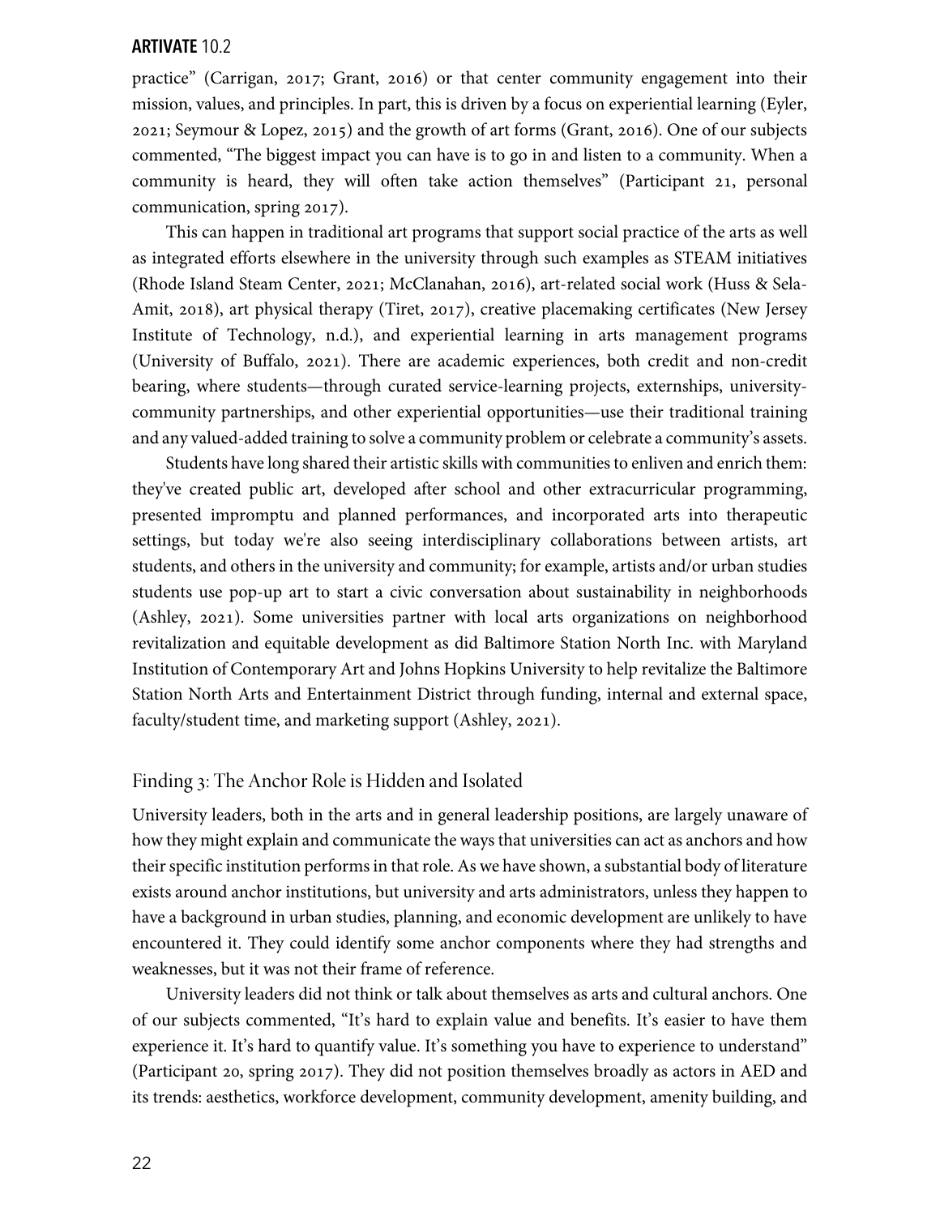practice" (Carrigan, 2017; Grant, 2016) or that center community engagement into their mission, values, and principles. In part, this is driven by a focus on experiential learning (Eyler, 2021; Seymour & Lopez, 2015) and the growth of art forms (Grant, 2016). One of our subjects commented, "The biggest impact you can have is to go in and listen to a community. When a community is heard, they will often take action themselves" (Participant 21, personal communication, spring 2017).

This can happen in traditional art programs that support social practice of the arts as well as integrated efforts elsewhere in the university through such examples as STEAM initiatives (Rhode Island Steam Center, 2021; McClanahan, 2016), art-related social work (Huss & Sela-Amit, 2018), art physical therapy (Tiret, 2017), creative placemaking certificates (New Jersey Institute of Technology, n.d.), and experiential learning in arts management programs (University of Buffalo, 2021). There are academic experiences, both credit and non-credit bearing, where students—through curated service-learning projects, externships, university-community partnerships, and other experiential opportunities—use their traditional training and any valued-added training to solve a community problem or celebrate a community's assets.

Students have long shared their artistic skills with communities to enliven and enrich them: they've created public art, developed after school and other extracurricular programming, presented impromptu and planned performances, and incorporated arts into therapeutic settings, but today we're also seeing interdisciplinary collaborations between artists, art students, and others in the university and community; for example, artists and/or urban studies students use pop-up art to start a civic conversation about sustainability in neighborhoods (Ashley, 2021). Some universities partner with local arts organizations on neighborhood revitalization and equitable development as did Baltimore Station North Inc. with Maryland Institution of Contemporary Art and Johns Hopkins University to help revitalize the Baltimore Station North Arts and Entertainment District through funding, internal and external space, faculty/student time, and marketing support (Ashley, 2021).

## Finding 3: The Anchor Role is Hidden and Isolated

University leaders, both in the arts and in general leadership positions, are largely unaware of how they might explain and communicate the ways that universities can act as anchors and how their specific institution performs in that role. As we have shown, a substantial body of literature exists around anchor institutions, but university and arts administrators, unless they happen to have a background in urban studies, planning, and economic development are unlikely to have encountered it. They could identify some anchor components where they had strengths and weaknesses, but it was not their frame of reference.

University leaders did not think or talk about themselves as arts and cultural anchors. One of our subjects commented, "It's hard to explain value and benefits. It's easier to have them experience it. It's hard to quantify value. It's something you have to experience to understand" (Participant 20, spring 2017). They did not position themselves broadly as actors in AED and its trends: aesthetics, workforce development, community development, amenity building, and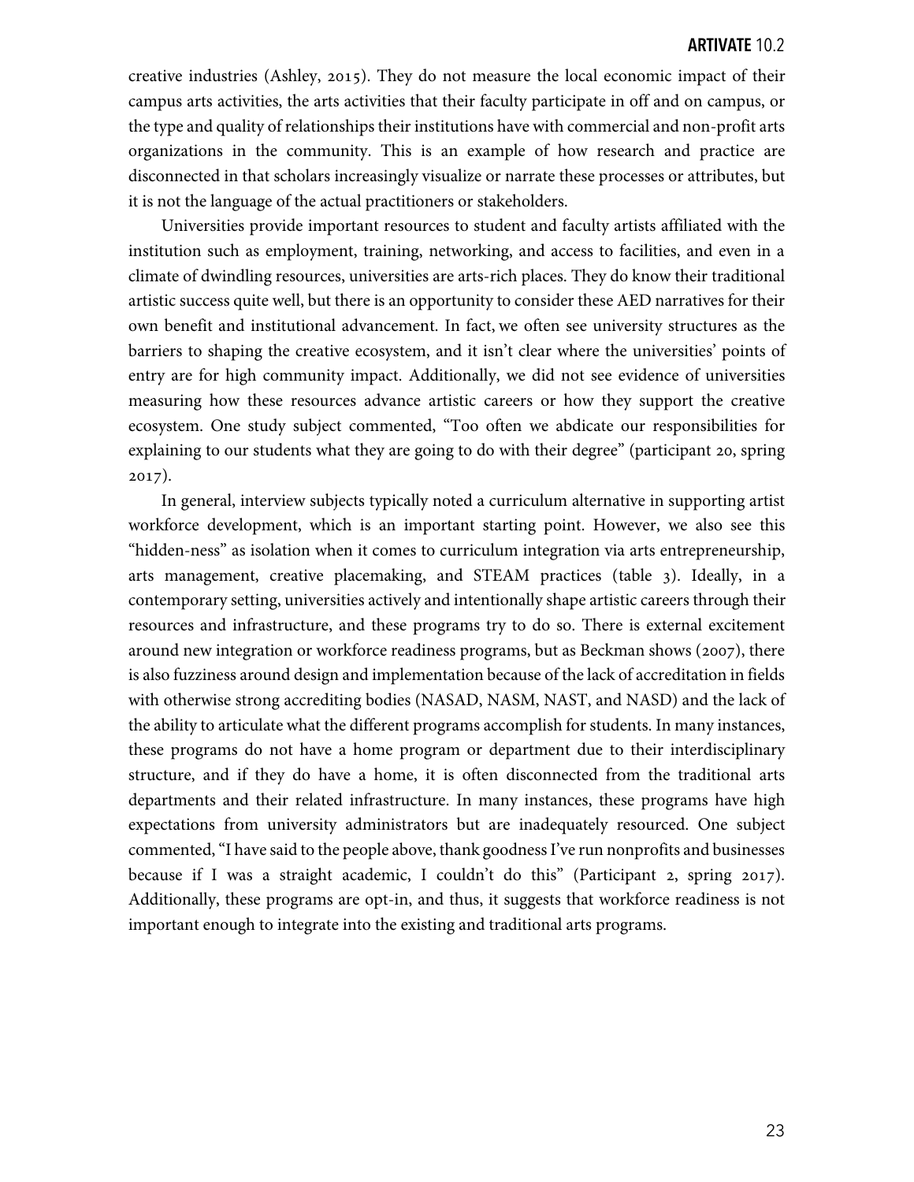creative industries (Ashley, 2015). They do not measure the local economic impact of their campus arts activities, the arts activities that their faculty participate in off and on campus, or the type and quality of relationships their institutions have with commercial and non-profit arts organizations in the community. This is an example of how research and practice are disconnected in that scholars increasingly visualize or narrate these processes or attributes, but it is not the language of the actual practitioners or stakeholders.

Universities provide important resources to student and faculty artists affiliated with the institution such as employment, training, networking, and access to facilities, and even in a climate of dwindling resources, universities are arts-rich places. They do know their traditional artistic success quite well, but there is an opportunity to consider these AED narratives for their own benefit and institutional advancement. In fact, we often see university structures as the barriers to shaping the creative ecosystem, and it isn't clear where the universities' points of entry are for high community impact. Additionally, we did not see evidence of universities measuring how these resources advance artistic careers or how they support the creative ecosystem. One study subject commented, "Too often we abdicate our responsibilities for explaining to our students what they are going to do with their degree" (participant 20, spring 2017).

In general, interview subjects typically noted a curriculum alternative in supporting artist workforce development, which is an important starting point. However, we also see this "hidden-ness" as isolation when it comes to curriculum integration via arts entrepreneurship, arts management, creative placemaking, and STEAM practices (table 3). Ideally, in a contemporary setting, universities actively and intentionally shape artistic careers through their resources and infrastructure, and these programs try to do so. There is external excitement around new integration or workforce readiness programs, but as Beckman shows (2007), there is also fuzziness around design and implementation because of the lack of accreditation in fields with otherwise strong accrediting bodies (NASAD, NASM, NAST, and NASD) and the lack of the ability to articulate what the different programs accomplish for students. In many instances, these programs do not have a home program or department due to their interdisciplinary structure, and if they do have a home, it is often disconnected from the traditional arts departments and their related infrastructure. In many instances, these programs have high expectations from university administrators but are inadequately resourced. One subject commented, "I have said to the people above, thank goodness I've run nonprofits and businesses because if I was a straight academic, I couldn't do this" (Participant 2, spring 2017). Additionally, these programs are opt-in, and thus, it suggests that workforce readiness is not important enough to integrate into the existing and traditional arts programs.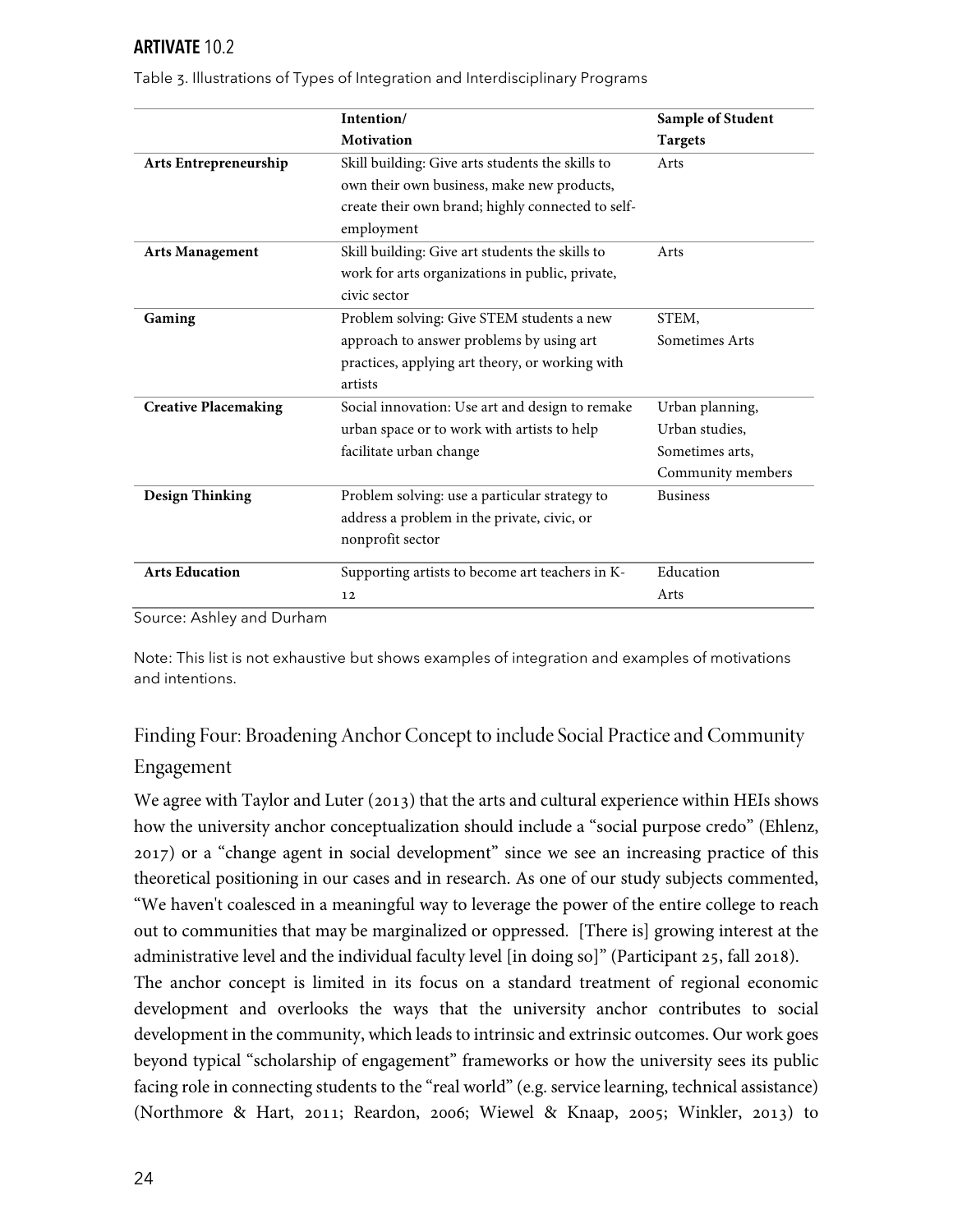Table 3. Illustrations of Types of Integration and Interdisciplinary Programs

| | Intention/ Motivation | Sample of Student Targets |
|---|---|---|
| **Arts Entrepreneurship** | Skill building: Give arts students the skills to own their own business, make new products, create their own brand; highly connected to self-employment | Arts |
| **Arts Management** | Skill building: Give art students the skills to work for arts organizations in public, private, civic sector | Arts |
| **Gaming** | Problem solving: Give STEM students a new approach to answer problems by using art practices, applying art theory, or working with artists | STEM, Sometimes Arts |
| **Creative Placemaking** | Social innovation: Use art and design to remake urban space or to work with artists to help facilitate urban change | Urban planning, Urban studies, Sometimes arts, Community members |
| **Design Thinking** | Problem solving: use a particular strategy to address a problem in the private, civic, or nonprofit sector | Business |
| **Arts Education** | Supporting artists to become art teachers in K-12 | Education Arts |

Source: Ashley and Durham

Note: This list is not exhaustive but shows examples of integration and examples of motivations and intentions.

## Finding Four: Broadening Anchor Concept to include Social Practice and Community Engagement

We agree with Taylor and Luter (2013) that the arts and cultural experience within HEIs shows how the university anchor conceptualization should include a "social purpose credo" (Ehlenz, 2017) or a "change agent in social development" since we see an increasing practice of this theoretical positioning in our cases and in research. As one of our study subjects commented, "We haven't coalesced in a meaningful way to leverage the power of the entire college to reach out to communities that may be marginalized or oppressed. [There is] growing interest at the administrative level and the individual faculty level [in doing so]" (Participant 25, fall 2018).

The anchor concept is limited in its focus on a standard treatment of regional economic development and overlooks the ways that the university anchor contributes to social development in the community, which leads to intrinsic and extrinsic outcomes. Our work goes beyond typical "scholarship of engagement" frameworks or how the university sees its public facing role in connecting students to the "real world" (e.g. service learning, technical assistance) (Northmore & Hart, 2011; Reardon, 2006; Wiewel & Knaap, 2005; Winkler, 2013) to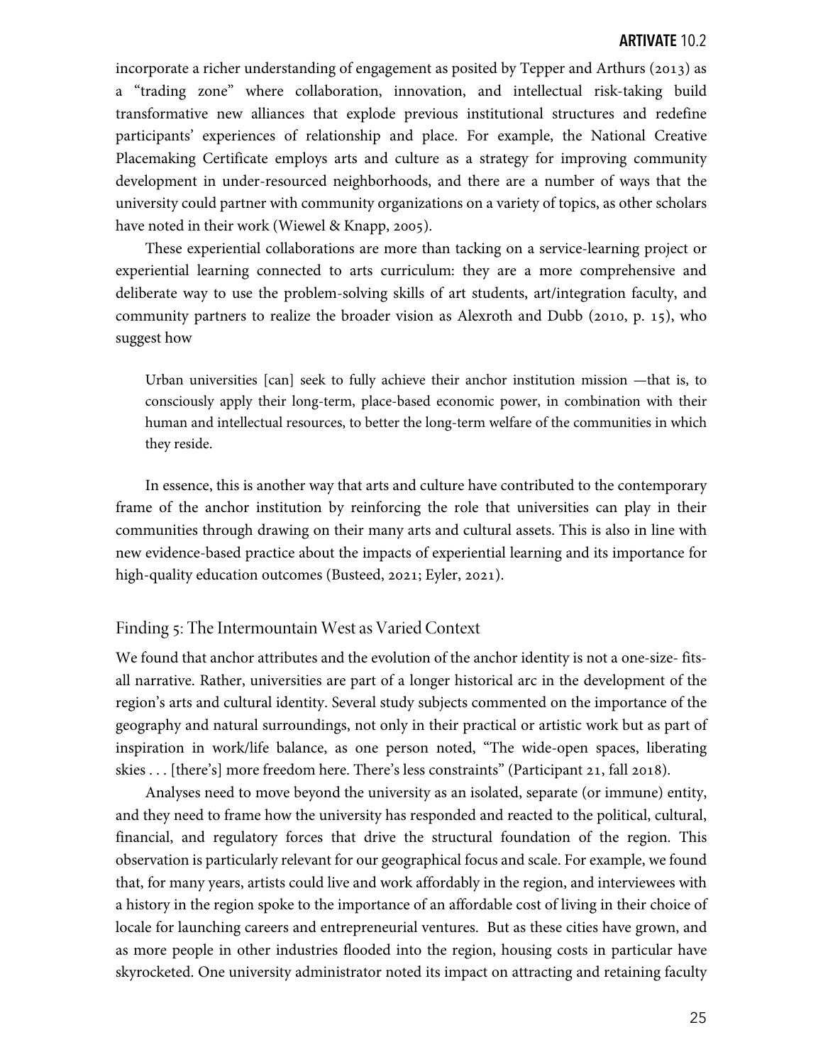incorporate a richer understanding of engagement as posited by Tepper and Arthurs (2013) as a "trading zone" where collaboration, innovation, and intellectual risk-taking build transformative new alliances that explode previous institutional structures and redefine participants' experiences of relationship and place. For example, the National Creative Placemaking Certificate employs arts and culture as a strategy for improving community development in under-resourced neighborhoods, and there are a number of ways that the university could partner with community organizations on a variety of topics, as other scholars have noted in their work (Wiewel & Knapp, 2005).

These experiential collaborations are more than tacking on a service-learning project or experiential learning connected to arts curriculum: they are a more comprehensive and deliberate way to use the problem-solving skills of art students, art/integration faculty, and community partners to realize the broader vision as Alexroth and Dubb (2010, p. 15), who suggest how

> Urban universities [can] seek to fully achieve their anchor institution mission —that is, to consciously apply their long-term, place-based economic power, in combination with their human and intellectual resources, to better the long-term welfare of the communities in which they reside.

In essence, this is another way that arts and culture have contributed to the contemporary frame of the anchor institution by reinforcing the role that universities can play in their communities through drawing on their many arts and cultural assets. This is also in line with new evidence-based practice about the impacts of experiential learning and its importance for high-quality education outcomes (Busteed, 2021; Eyler, 2021).

## Finding 5: The Intermountain West as Varied Context

We found that anchor attributes and the evolution of the anchor identity is not a one-size- fits-all narrative. Rather, universities are part of a longer historical arc in the development of the region's arts and cultural identity. Several study subjects commented on the importance of the geography and natural surroundings, not only in their practical or artistic work but as part of inspiration in work/life balance, as one person noted, "The wide-open spaces, liberating skies . . . [there's] more freedom here. There's less constraints" (Participant 21, fall 2018).

Analyses need to move beyond the university as an isolated, separate (or immune) entity, and they need to frame how the university has responded and reacted to the political, cultural, financial, and regulatory forces that drive the structural foundation of the region. This observation is particularly relevant for our geographical focus and scale. For example, we found that, for many years, artists could live and work affordably in the region, and interviewees with a history in the region spoke to the importance of an affordable cost of living in their choice of locale for launching careers and entrepreneurial ventures. But as these cities have grown, and as more people in other industries flooded into the region, housing costs in particular have skyrocketed. One university administrator noted its impact on attracting and retaining faculty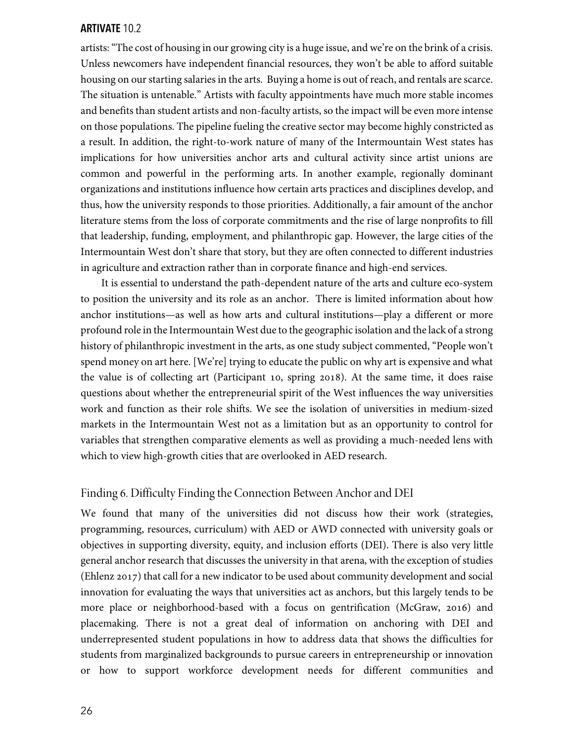artists: "The cost of housing in our growing city is a huge issue, and we're on the brink of a crisis. Unless newcomers have independent financial resources, they won't be able to afford suitable housing on our starting salaries in the arts. Buying a home is out of reach, and rentals are scarce. The situation is untenable." Artists with faculty appointments have much more stable incomes and benefits than student artists and non-faculty artists, so the impact will be even more intense on those populations. The pipeline fueling the creative sector may become highly constricted as a result. In addition, the right-to-work nature of many of the Intermountain West states has implications for how universities anchor arts and cultural activity since artist unions are common and powerful in the performing arts. In another example, regionally dominant organizations and institutions influence how certain arts practices and disciplines develop, and thus, how the university responds to those priorities. Additionally, a fair amount of the anchor literature stems from the loss of corporate commitments and the rise of large nonprofits to fill that leadership, funding, employment, and philanthropic gap. However, the large cities of the Intermountain West don't share that story, but they are often connected to different industries in agriculture and extraction rather than in corporate finance and high-end services.

It is essential to understand the path-dependent nature of the arts and culture eco-system to position the university and its role as an anchor. There is limited information about how anchor institutions—as well as how arts and cultural institutions—play a different or more profound role in the Intermountain West due to the geographic isolation and the lack of a strong history of philanthropic investment in the arts, as one study subject commented, "People won't spend money on art here. [We're] trying to educate the public on why art is expensive and what the value is of collecting art (Participant 10, spring 2018). At the same time, it does raise questions about whether the entrepreneurial spirit of the West influences the way universities work and function as their role shifts. We see the isolation of universities in medium-sized markets in the Intermountain West not as a limitation but as an opportunity to control for variables that strengthen comparative elements as well as providing a much-needed lens with which to view high-growth cities that are overlooked in AED research.

## Finding 6. Difficulty Finding the Connection Between Anchor and DEI

We found that many of the universities did not discuss how their work (strategies, programming, resources, curriculum) with AED or AWD connected with university goals or objectives in supporting diversity, equity, and inclusion efforts (DEI). There is also very little general anchor research that discusses the university in that arena, with the exception of studies (Ehlenz 2017) that call for a new indicator to be used about community development and social innovation for evaluating the ways that universities act as anchors, but this largely tends to be more place or neighborhood-based with a focus on gentrification (McGraw, 2016) and placemaking. There is not a great deal of information on anchoring with DEI and underrepresented student populations in how to address data that shows the difficulties for students from marginalized backgrounds to pursue careers in entrepreneurship or innovation or how to support workforce development needs for different communities and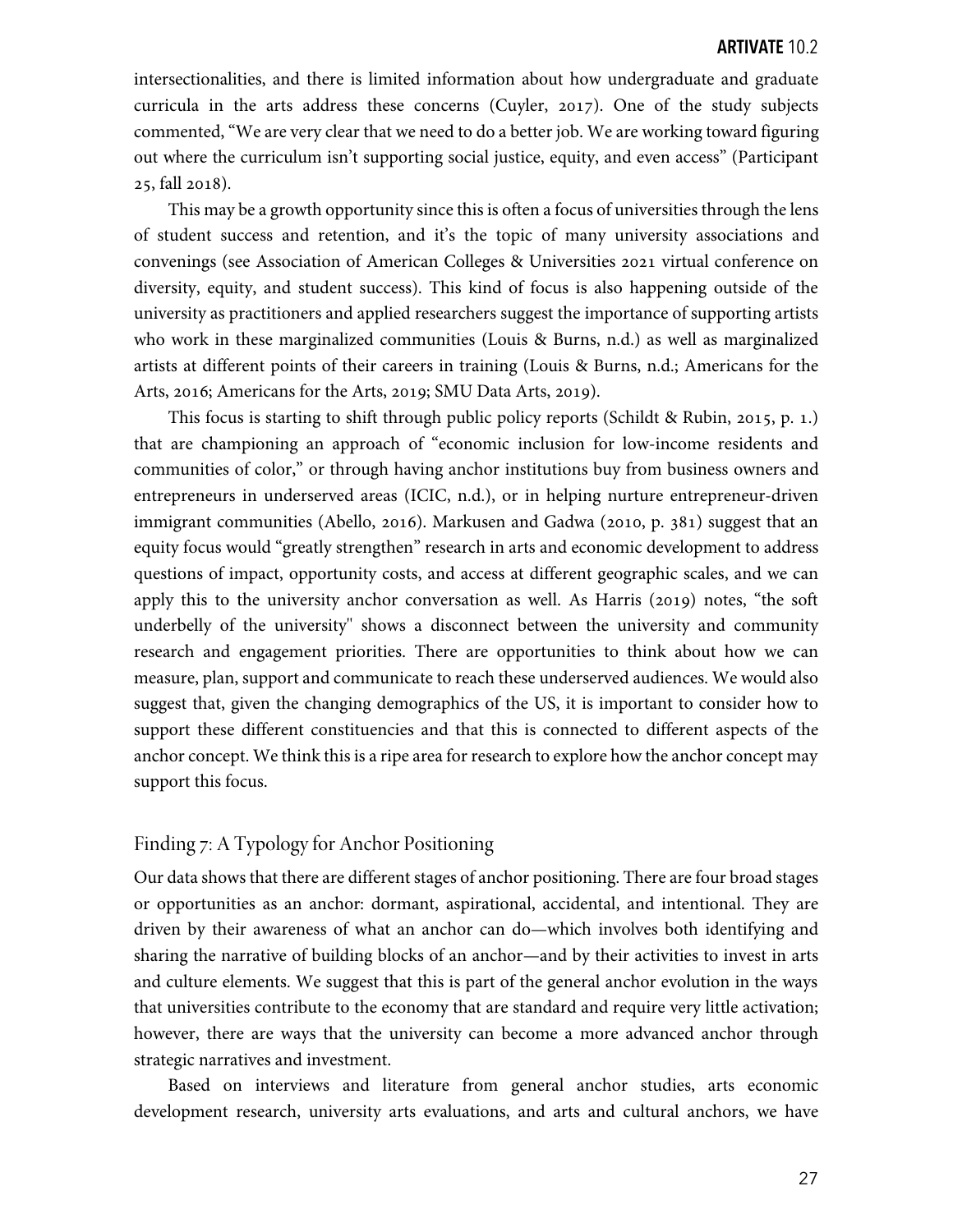intersectionalities, and there is limited information about how undergraduate and graduate curricula in the arts address these concerns (Cuyler, 2017). One of the study subjects commented, "We are very clear that we need to do a better job. We are working toward figuring out where the curriculum isn't supporting social justice, equity, and even access" (Participant 25, fall 2018).

This may be a growth opportunity since this is often a focus of universities through the lens of student success and retention, and it's the topic of many university associations and convenings (see Association of American Colleges & Universities 2021 virtual conference on diversity, equity, and student success). This kind of focus is also happening outside of the university as practitioners and applied researchers suggest the importance of supporting artists who work in these marginalized communities (Louis & Burns, n.d.) as well as marginalized artists at different points of their careers in training (Louis & Burns, n.d.; Americans for the Arts, 2016; Americans for the Arts, 2019; SMU Data Arts, 2019).

This focus is starting to shift through public policy reports (Schildt & Rubin, 2015, p. 1.) that are championing an approach of "economic inclusion for low-income residents and communities of color," or through having anchor institutions buy from business owners and entrepreneurs in underserved areas (ICIC, n.d.), or in helping nurture entrepreneur-driven immigrant communities (Abello, 2016). Markusen and Gadwa (2010, p. 381) suggest that an equity focus would "greatly strengthen" research in arts and economic development to address questions of impact, opportunity costs, and access at different geographic scales, and we can apply this to the university anchor conversation as well. As Harris (2019) notes, "the soft underbelly of the university" shows a disconnect between the university and community research and engagement priorities. There are opportunities to think about how we can measure, plan, support and communicate to reach these underserved audiences. We would also suggest that, given the changing demographics of the US, it is important to consider how to support these different constituencies and that this is connected to different aspects of the anchor concept. We think this is a ripe area for research to explore how the anchor concept may support this focus.

## Finding 7: A Typology for Anchor Positioning

Our data shows that there are different stages of anchor positioning. There are four broad stages or opportunities as an anchor: dormant, aspirational, accidental, and intentional. They are driven by their awareness of what an anchor can do—which involves both identifying and sharing the narrative of building blocks of an anchor—and by their activities to invest in arts and culture elements. We suggest that this is part of the general anchor evolution in the ways that universities contribute to the economy that are standard and require very little activation; however, there are ways that the university can become a more advanced anchor through strategic narratives and investment.

Based on interviews and literature from general anchor studies, arts economic development research, university arts evaluations, and arts and cultural anchors, we have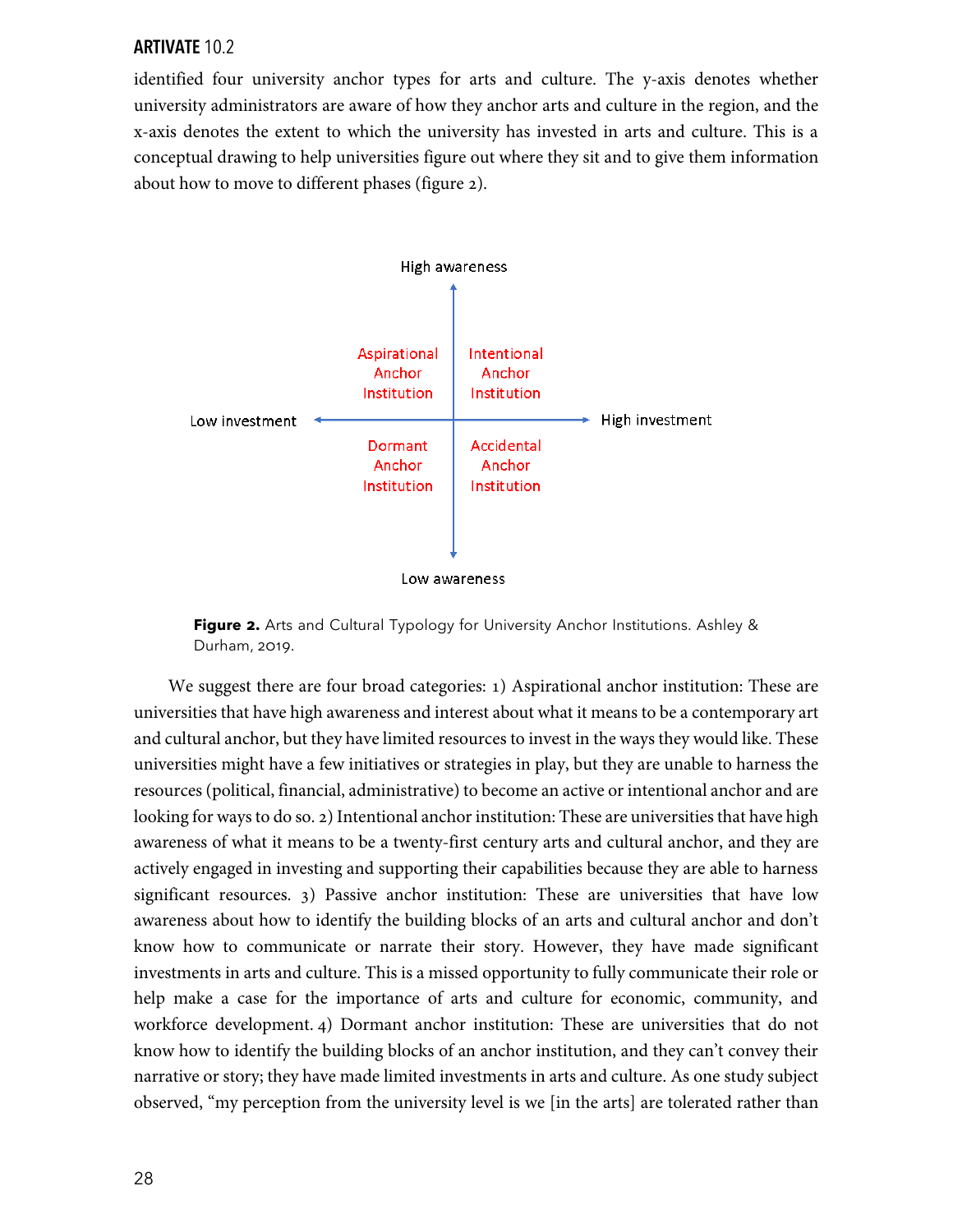identified four university anchor types for arts and culture. The y-axis denotes whether university administrators are aware of how they anchor arts and culture in the region, and the x-axis denotes the extent to which the university has invested in arts and culture. This is a conceptual drawing to help universities figure out where they sit and to give them information about how to move to different phases (figure 2).

High awareness

| Low investment | | High investment |
|---|---|---|
| | Aspirational Anchor Institution | Intentional Anchor Institution |
| | Dormant Anchor Institution | Accidental Anchor Institution |

Low awareness

**Figure 2.** Arts and Cultural Typology for University Anchor Institutions. Ashley & Durham, 2019.

We suggest there are four broad categories: 1) Aspirational anchor institution: These are universities that have high awareness and interest about what it means to be a contemporary art and cultural anchor, but they have limited resources to invest in the ways they would like. These universities might have a few initiatives or strategies in play, but they are unable to harness the resources (political, financial, administrative) to become an active or intentional anchor and are looking for ways to do so. 2) Intentional anchor institution: These are universities that have high awareness of what it means to be a twenty-first century arts and cultural anchor, and they are actively engaged in investing and supporting their capabilities because they are able to harness significant resources. 3) Passive anchor institution: These are universities that have low awareness about how to identify the building blocks of an arts and cultural anchor and don't know how to communicate or narrate their story. However, they have made significant investments in arts and culture. This is a missed opportunity to fully communicate their role or help make a case for the importance of arts and culture for economic, community, and workforce development. 4) Dormant anchor institution: These are universities that do not know how to identify the building blocks of an anchor institution, and they can't convey their narrative or story; they have made limited investments in arts and culture. As one study subject observed, "my perception from the university level is we [in the arts] are tolerated rather than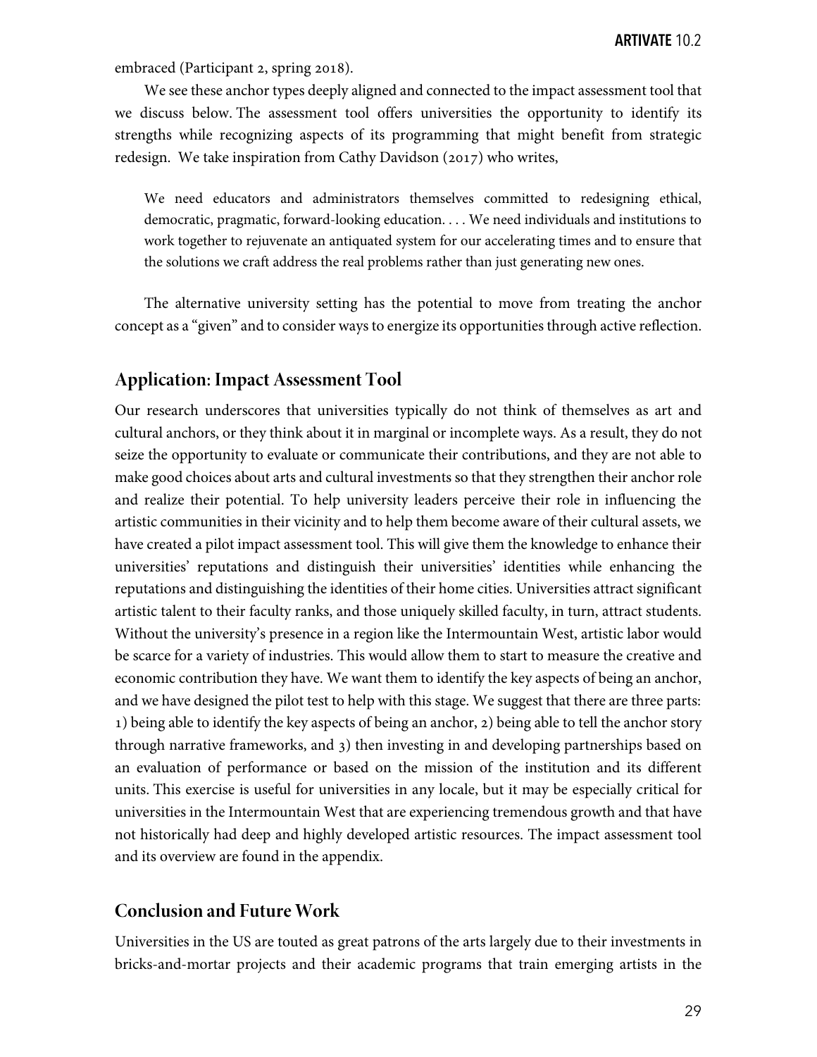embraced (Participant 2, spring 2018).

We see these anchor types deeply aligned and connected to the impact assessment tool that we discuss below. The assessment tool offers universities the opportunity to identify its strengths while recognizing aspects of its programming that might benefit from strategic redesign. We take inspiration from Cathy Davidson (2017) who writes,

> We need educators and administrators themselves committed to redesigning ethical, democratic, pragmatic, forward-looking education. . . . We need individuals and institutions to work together to rejuvenate an antiquated system for our accelerating times and to ensure that the solutions we craft address the real problems rather than just generating new ones.

The alternative university setting has the potential to move from treating the anchor concept as a "given" and to consider ways to energize its opportunities through active reflection.

## Application: Impact Assessment Tool

Our research underscores that universities typically do not think of themselves as art and cultural anchors, or they think about it in marginal or incomplete ways. As a result, they do not seize the opportunity to evaluate or communicate their contributions, and they are not able to make good choices about arts and cultural investments so that they strengthen their anchor role and realize their potential. To help university leaders perceive their role in influencing the artistic communities in their vicinity and to help them become aware of their cultural assets, we have created a pilot impact assessment tool. This will give them the knowledge to enhance their universities' reputations and distinguish their universities' identities while enhancing the reputations and distinguishing the identities of their home cities. Universities attract significant artistic talent to their faculty ranks, and those uniquely skilled faculty, in turn, attract students. Without the university's presence in a region like the Intermountain West, artistic labor would be scarce for a variety of industries. This would allow them to start to measure the creative and economic contribution they have. We want them to identify the key aspects of being an anchor, and we have designed the pilot test to help with this stage. We suggest that there are three parts: 1) being able to identify the key aspects of being an anchor, 2) being able to tell the anchor story through narrative frameworks, and 3) then investing in and developing partnerships based on an evaluation of performance or based on the mission of the institution and its different units. This exercise is useful for universities in any locale, but it may be especially critical for universities in the Intermountain West that are experiencing tremendous growth and that have not historically had deep and highly developed artistic resources. The impact assessment tool and its overview are found in the appendix.

## Conclusion and Future Work

Universities in the US are touted as great patrons of the arts largely due to their investments in bricks-and-mortar projects and their academic programs that train emerging artists in the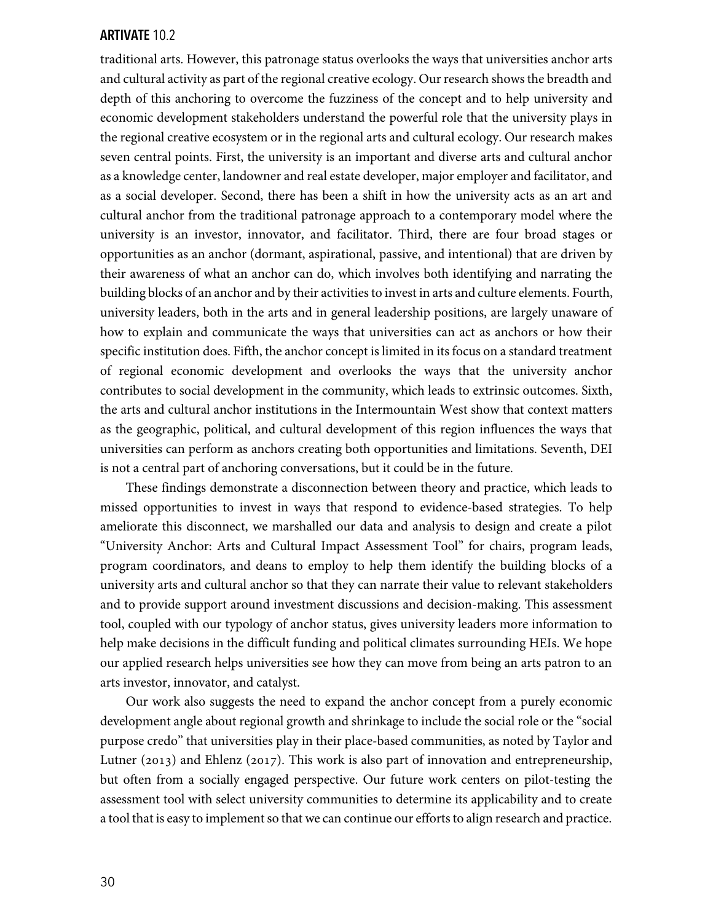traditional arts. However, this patronage status overlooks the ways that universities anchor arts and cultural activity as part of the regional creative ecology. Our research shows the breadth and depth of this anchoring to overcome the fuzziness of the concept and to help university and economic development stakeholders understand the powerful role that the university plays in the regional creative ecosystem or in the regional arts and cultural ecology. Our research makes seven central points. First, the university is an important and diverse arts and cultural anchor as a knowledge center, landowner and real estate developer, major employer and facilitator, and as a social developer. Second, there has been a shift in how the university acts as an art and cultural anchor from the traditional patronage approach to a contemporary model where the university is an investor, innovator, and facilitator. Third, there are four broad stages or opportunities as an anchor (dormant, aspirational, passive, and intentional) that are driven by their awareness of what an anchor can do, which involves both identifying and narrating the building blocks of an anchor and by their activities to invest in arts and culture elements. Fourth, university leaders, both in the arts and in general leadership positions, are largely unaware of how to explain and communicate the ways that universities can act as anchors or how their specific institution does. Fifth, the anchor concept is limited in its focus on a standard treatment of regional economic development and overlooks the ways that the university anchor contributes to social development in the community, which leads to extrinsic outcomes. Sixth, the arts and cultural anchor institutions in the Intermountain West show that context matters as the geographic, political, and cultural development of this region influences the ways that universities can perform as anchors creating both opportunities and limitations. Seventh, DEI is not a central part of anchoring conversations, but it could be in the future.

These findings demonstrate a disconnection between theory and practice, which leads to missed opportunities to invest in ways that respond to evidence-based strategies. To help ameliorate this disconnect, we marshalled our data and analysis to design and create a pilot "University Anchor: Arts and Cultural Impact Assessment Tool" for chairs, program leads, program coordinators, and deans to employ to help them identify the building blocks of a university arts and cultural anchor so that they can narrate their value to relevant stakeholders and to provide support around investment discussions and decision-making. This assessment tool, coupled with our typology of anchor status, gives university leaders more information to help make decisions in the difficult funding and political climates surrounding HEIs. We hope our applied research helps universities see how they can move from being an arts patron to an arts investor, innovator, and catalyst.

Our work also suggests the need to expand the anchor concept from a purely economic development angle about regional growth and shrinkage to include the social role or the "social purpose credo" that universities play in their place-based communities, as noted by Taylor and Lutner (2013) and Ehlenz (2017). This work is also part of innovation and entrepreneurship, but often from a socially engaged perspective. Our future work centers on pilot-testing the assessment tool with select university communities to determine its applicability and to create a tool that is easy to implement so that we can continue our efforts to align research and practice.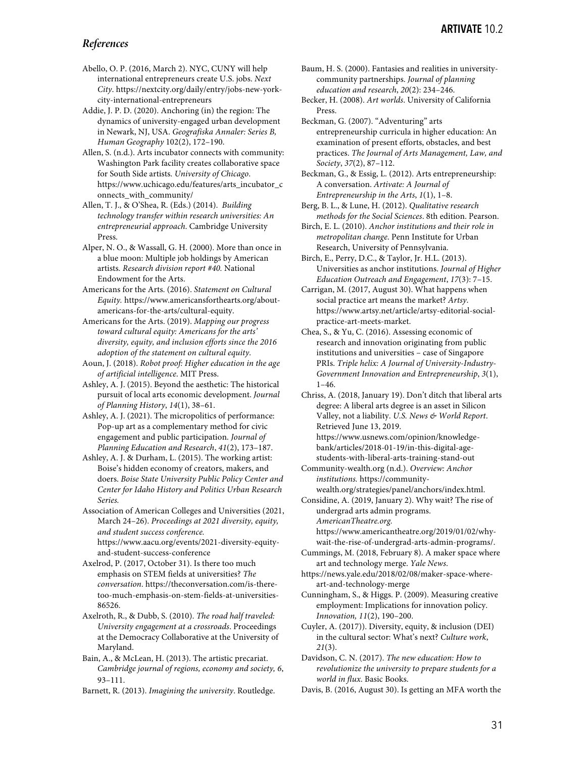## *References*

Abello, O. P. (2016, March 2). NYC, CUNY will help international entrepreneurs create U.S. jobs. *Next City*. https://nextcity.org/daily/entry/jobs-new-york-city-international-entrepreneurs

Addie, J. P. D. (2020). Anchoring (in) the region: The dynamics of university-engaged urban development in Newark, NJ, USA. *Geografiska Annaler: Series B, Human Geography* 102(2), 172–190.

Allen, S. (n.d.). Arts incubator connects with community: Washington Park facility creates collaborative space for South Side artists. *University of Chicago*. https://www.uchicago.edu/features/arts_incubator_connects_with_community/

Allen, T. J., & O'Shea, R. (Eds.) (2014). *Building technology transfer within research universities: An entrepreneurial approach*. Cambridge University Press.

Alper, N. O., & Wassall, G. H. (2000). More than once in a blue moon: Multiple job holdings by American artists. *Research division report #40.* National Endowment for the Arts.

Americans for the Arts. (2016). *Statement on Cultural Equity.* https://www.americansforthearts.org/about-americans-for-the-arts/cultural-equity.

Americans for the Arts. (2019). *Mapping our progress toward cultural equity: Americans for the arts' diversity, equity, and inclusion efforts since the 2016 adoption of the statement on cultural equity.*

Aoun, J. (2018). *Robot proof: Higher education in the age of artificial intelligence*. MIT Press.

Ashley, A. J. (2015). Beyond the aesthetic: The historical pursuit of local arts economic development. *Journal of Planning History*, *14*(1), 38–61.

Ashley, A. J. (2021). The micropolitics of performance: Pop-up art as a complementary method for civic engagement and public participation. *Journal of Planning Education and Research*, *41*(2), 173–187.

Ashley, A. J. & Durham, L. (2015). The working artist: Boise's hidden economy of creators, makers, and doers. *Boise State University Public Policy Center and Center for Idaho History and Politics Urban Research Series.*

Association of American Colleges and Universities (2021, March 24–26). *Proceedings at 2021 diversity, equity, and student success conference.* https://www.aacu.org/events/2021-diversity-equity-and-student-success-conference

Axelrod, P. (2017, October 31). Is there too much emphasis on STEM fields at universities? *The conversation*. https://theconversation.com/is-there-too-much-emphasis-on-stem-fields-at-universities-86526.

Axelroth, R., & Dubb, S. (2010). *The road half traveled: University engagement at a crossroads*. Proceedings at the Democracy Collaborative at the University of Maryland.

Bain, A., & McLean, H. (2013). The artistic precariat. *Cambridge journal of regions, economy and society, 6*, 93–111.

Barnett, R. (2013). *Imagining the university*. Routledge.

Baum, H. S. (2000). Fantasies and realities in university-community partnerships. *Journal of planning education and research*, *20*(2): 234–246.

Becker, H. (2008). *Art worlds*. University of California Press.

Beckman, G. (2007). "Adventuring" arts entrepreneurship curricula in higher education: An examination of present efforts, obstacles, and best practices. *The Journal of Arts Management, Law, and Society*, *37*(2), 87–112.

Beckman, G., & Essig, L. (2012). Arts entrepreneurship: A conversation. *Artivate: A Journal of Entrepreneurship in the Arts*, *1*(1), 1–8.

Berg, B. L., & Lune, H. (2012). *Qualitative research methods for the Social Sciences*. 8th edition. Pearson.

Birch, E. L. (2010). *Anchor institutions and their role in metropolitan change*. Penn Institute for Urban Research, University of Pennsylvania.

Birch, E., Perry, D.C., & Taylor, Jr. H.L. (2013). Universities as anchor institutions. *Journal of Higher Education Outreach and Engagement*, *17*(3): 7–15.

Carrigan, M. (2017, August 30). What happens when social practice art means the market? *Artsy*. https://www.artsy.net/article/artsy-editorial-social-practice-art-meets-market.

Chea, S., & Yu, C. (2016). Assessing economic of research and innovation originating from public institutions and universities – case of Singapore PRIs. *Triple helix: A Journal of University-Industry-Government Innovation and Entrepreneurship*, *3*(1), 1–46.

Chriss, A. (2018, January 19). Don't ditch that liberal arts degree: A liberal arts degree is an asset in Silicon Valley, not a liability. *U.S. News & World Report*. Retrieved June 13, 2019. https://www.usnews.com/opinion/knowledge-bank/articles/2018-01-19/in-this-digital-age-students-with-liberal-arts-training-stand-out

Community-wealth.org (n.d.). *Overview: Anchor institutions.* https://community-wealth.org/strategies/panel/anchors/index.html.

Considine, A. (2019, January 2). Why wait? The rise of undergrad arts admin programs. *AmericanTheatre.org.* https://www.americantheatre.org/2019/01/02/why-wait-the-rise-of-undergrad-arts-admin-programs/.

Cummings, M. (2018, February 8). A maker space where art and technology merge. *Yale News*. https://news.yale.edu/2018/02/08/maker-space-where-art-and-technology-merge

Cunningham, S., & Higgs. P. (2009). Measuring creative employment: Implications for innovation policy. *Innovation, 11*(2), 190–200.

Cuyler, A. (2017)). Diversity, equity, & inclusion (DEI) in the cultural sector: What's next? *Culture work*, *21*(3).

Davidson, C. N. (2017). *The new education: How to revolutionize the university to prepare students for a world in flux*. Basic Books.

Davis, B. (2016, August 30). Is getting an MFA worth the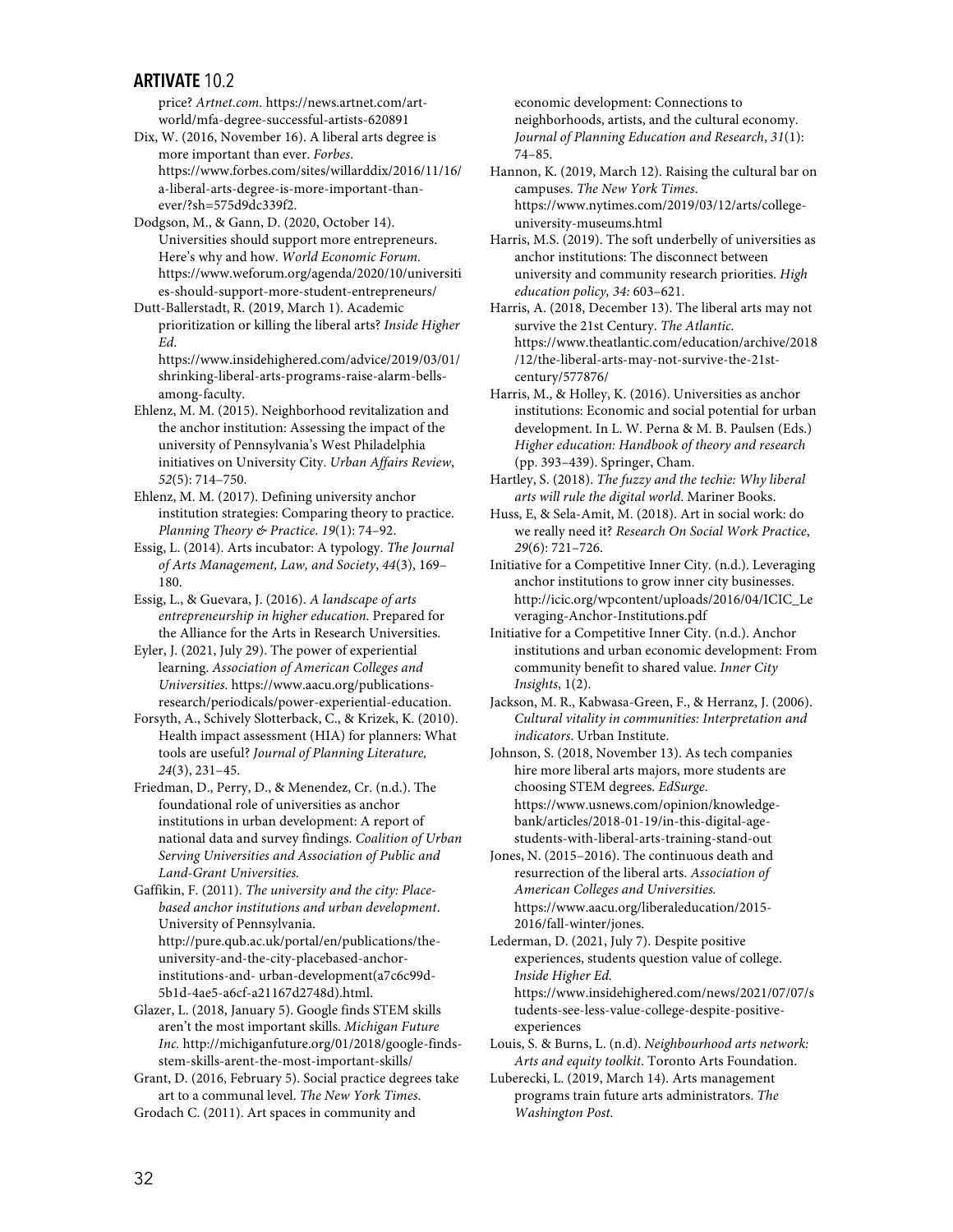price? *Artnet.com.* https://news.artnet.com/art-world/mfa-degree-successful-artists-620891

Dix, W. (2016, November 16). A liberal arts degree is more important than ever. *Forbes*. https://www.forbes.com/sites/willarddix/2016/11/16/a-liberal-arts-degree-is-more-important-than-ever/?sh=575d9dc339f2.

Dodgson, M., & Gann, D. (2020, October 14). Universities should support more entrepreneurs. Here's why and how. *World Economic Forum.* https://www.weforum.org/agenda/2020/10/universities-should-support-more-student-entrepreneurs/

Dutt-Ballerstadt, R. (2019, March 1). Academic prioritization or killing the liberal arts? *Inside Higher Ed*. https://www.insidehighered.com/advice/2019/03/01/shrinking-liberal-arts-programs-raise-alarm-bells-among-faculty.

Ehlenz, M. M. (2015). Neighborhood revitalization and the anchor institution: Assessing the impact of the university of Pennsylvania's West Philadelphia initiatives on University City. *Urban Affairs Review*, *52*(5): 714–750.

Ehlenz, M. M. (2017). Defining university anchor institution strategies: Comparing theory to practice. *Planning Theory & Practice. 19*(1): 74–92.

Essig, L. (2014). Arts incubator: A typology. *The Journal of Arts Management, Law, and Society*, *44*(3), 169–180.

Essig, L., & Guevara, J. (2016). *A landscape of arts entrepreneurship in higher education.* Prepared for the Alliance for the Arts in Research Universities.

Eyler, J. (2021, July 29). The power of experiential learning. *Association of American Colleges and Universities*. https://www.aacu.org/publications-research/periodicals/power-experiential-education.

Forsyth, A., Schively Slotterback, C., & Krizek, K. (2010). Health impact assessment (HIA) for planners: What tools are useful? *Journal of Planning Literature, 24*(3), 231–45.

Friedman, D., Perry, D., & Menendez, Cr. (n.d.). The foundational role of universities as anchor institutions in urban development: A report of national data and survey findings. *Coalition of Urban Serving Universities and Association of Public and Land-Grant Universities.*

Gaffikin, F. (2011). *The university and the city: Place-based anchor institutions and urban development*. University of Pennsylvania. http://pure.qub.ac.uk/portal/en/publications/the-university-and-the-city-placebased-anchor-institutions-and- urban-development(a7c6c99d-5b1d-4ae5-a6cf-a21167d2748d).html.

Glazer, L. (2018, January 5). Google finds STEM skills aren't the most important skills. *Michigan Future Inc.* http://michiganfuture.org/01/2018/google-finds-stem-skills-arent-the-most-important-skills/

Grant, D. (2016, February 5). Social practice degrees take art to a communal level. *The New York Times.*

Grodach C. (2011). Art spaces in community and economic development: Connections to neighborhoods, artists, and the cultural economy. *Journal of Planning Education and Research*, *31*(1): 74–85.

Hannon, K. (2019, March 12). Raising the cultural bar on campuses. *The New York Times*. https://www.nytimes.com/2019/03/12/arts/college-university-museums.html

Harris, M.S. (2019). The soft underbelly of universities as anchor institutions: The disconnect between university and community research priorities. *High education policy, 34:* 603–621.

Harris, A. (2018, December 13). The liberal arts may not survive the 21st Century. *The Atlantic*. https://www.theatlantic.com/education/archive/2018/12/the-liberal-arts-may-not-survive-the-21st-century/577876/

Harris, M., & Holley, K. (2016). Universities as anchor institutions: Economic and social potential for urban development. In L. W. Perna & M. B. Paulsen (Eds.) *Higher education: Handbook of theory and research* (pp. 393–439). Springer, Cham.

Hartley, S. (2018). *The fuzzy and the techie: Why liberal arts will rule the digital world.* Mariner Books.

Huss, E, & Sela-Amit, M. (2018). Art in social work: do we really need it? *Research On Social Work Practice*, *29*(6): 721–726.

Initiative for a Competitive Inner City. (n.d.). Leveraging anchor institutions to grow inner city businesses. http://icic.org/wpcontent/uploads/2016/04/ICIC_Leveraging-Anchor-Institutions.pdf

Initiative for a Competitive Inner City. (n.d.). Anchor institutions and urban economic development: From community benefit to shared value. *Inner City Insights*, 1(2).

Jackson, M. R., Kabwasa-Green, F., & Herranz, J. (2006). *Cultural vitality in communities: Interpretation and indicators*. Urban Institute.

Johnson, S. (2018, November 13). As tech companies hire more liberal arts majors, more students are choosing STEM degrees. *EdSurge*. https://www.usnews.com/opinion/knowledge-bank/articles/2018-01-19/in-this-digital-age-students-with-liberal-arts-training-stand-out

Jones, N. (2015–2016). The continuous death and resurrection of the liberal arts. *Association of American Colleges and Universities.* https://www.aacu.org/liberaleducation/2015-2016/fall-winter/jones.

Lederman, D. (2021, July 7). Despite positive experiences, students question value of college. *Inside Higher Ed.* https://www.insidehighered.com/news/2021/07/07/students-see-less-value-college-despite-positive-experiences

Louis, S. & Burns, L. (n.d). *Neighbourhood arts network: Arts and equity toolkit*. Toronto Arts Foundation.

Luberecki, L. (2019, March 14). Arts management programs train future arts administrators. *The Washington Post.*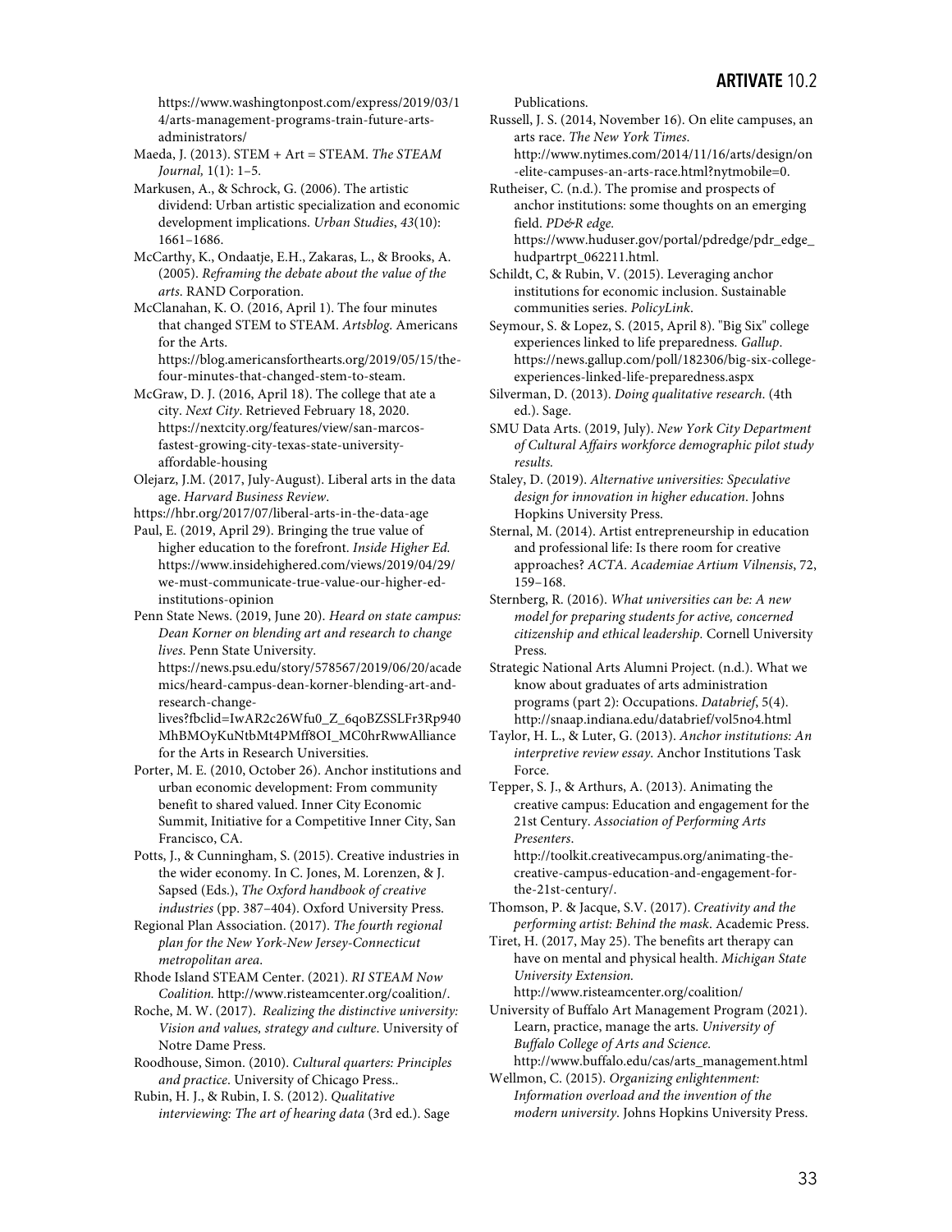https://www.washingtonpost.com/express/2019/03/14/arts-management-programs-train-future-arts-administrators/

Maeda, J. (2013). STEM + Art = STEAM. *The STEAM Journal,* 1(1): 1–5.

Markusen, A., & Schrock, G. (2006). The artistic dividend: Urban artistic specialization and economic development implications. *Urban Studies*, *43*(10): 1661–1686.

McCarthy, K., Ondaatje, E.H., Zakaras, L., & Brooks, A. (2005). *Reframing the debate about the value of the arts*. RAND Corporation.

McClanahan, K. O. (2016, April 1). The four minutes that changed STEM to STEAM. *Artsblog*. Americans for the Arts. https://blog.americansforthearts.org/2019/05/15/the-four-minutes-that-changed-stem-to-steam.

McGraw, D. J. (2016, April 18). The college that ate a city. *Next City*. Retrieved February 18, 2020. https://nextcity.org/features/view/san-marcos-fastest-growing-city-texas-state-university-affordable-housing

Olejarz, J.M. (2017, July-August). Liberal arts in the data age. *Harvard Business Review*.
https://hbr.org/2017/07/liberal-arts-in-the-data-age

Paul, E. (2019, April 29). Bringing the true value of higher education to the forefront. *Inside Higher Ed.* https://www.insidehighered.com/views/2019/04/29/we-must-communicate-true-value-our-higher-ed-institutions-opinion

Penn State News. (2019, June 20). *Heard on state campus: Dean Korner on blending art and research to change lives*. Penn State University. https://news.psu.edu/story/578567/2019/06/20/academics/heard-campus-dean-korner-blending-art-and-research-change-lives?fbclid=IwAR2c26Wfu0_Z_6qoBZSSLFr3Rp940MhBMOyKuNtbMt4PMff8OI_MC0hrRwwAlliance for the Arts in Research Universities.

Porter, M. E. (2010, October 26). Anchor institutions and urban economic development: From community benefit to shared valued. Inner City Economic Summit, Initiative for a Competitive Inner City, San Francisco, CA.

Potts, J., & Cunningham, S. (2015). Creative industries in the wider economy. In C. Jones, M. Lorenzen, & J. Sapsed (Eds.), *The Oxford handbook of creative industries* (pp. 387–404). Oxford University Press.

Regional Plan Association. (2017). *The fourth regional plan for the New York-New Jersey-Connecticut metropolitan area*.

Rhode Island STEAM Center. (2021). *RI STEAM Now Coalition.* http://www.risteamcenter.org/coalition/.

Roche, M. W. (2017). *Realizing the distinctive university: Vision and values, strategy and culture*. University of Notre Dame Press.

Roodhouse, Simon. (2010). *Cultural quarters: Principles and practice*. University of Chicago Press..

Rubin, H. J., & Rubin, I. S. (2012). *Qualitative interviewing: The art of hearing data* (3rd ed.). Sage Publications.

Russell, J. S. (2014, November 16). On elite campuses, an arts race. *The New York Times*. http://www.nytimes.com/2014/11/16/arts/design/on-elite-campuses-an-arts-race.html?nytmobile=0.

Rutheiser, C. (n.d.). The promise and prospects of anchor institutions: some thoughts on an emerging field. *PD&R edge*. https://www.huduser.gov/portal/pdredge/pdr_edge_hudpartrpt_062211.html.

Schildt, C, & Rubin, V. (2015). Leveraging anchor institutions for economic inclusion. Sustainable communities series. *PolicyLink*.

Seymour, S. & Lopez, S. (2015, April 8). "Big Six" college experiences linked to life preparedness. *Gallup*. https://news.gallup.com/poll/182306/big-six-college-experiences-linked-life-preparedness.aspx

Silverman, D. (2013). *Doing qualitative research*. (4th ed.). Sage.

SMU Data Arts. (2019, July). *New York City Department of Cultural Affairs workforce demographic pilot study results.*

Staley, D. (2019). *Alternative universities: Speculative design for innovation in higher education*. Johns Hopkins University Press.

Sternal, M. (2014). Artist entrepreneurship in education and professional life: Is there room for creative approaches? *ACTA. Academiae Artium Vilnensis*, 72, 159–168.

Sternberg, R. (2016). *What universities can be: A new model for preparing students for active, concerned citizenship and ethical leadership.* Cornell University Press.

Strategic National Arts Alumni Project. (n.d.). What we know about graduates of arts administration programs (part 2): Occupations. *Databrief*, 5(4). http://snaap.indiana.edu/databrief/vol5no4.html

Taylor, H. L., & Luter, G. (2013). *Anchor institutions: An interpretive review essay*. Anchor Institutions Task Force.

Tepper, S. J., & Arthurs, A. (2013). Animating the creative campus: Education and engagement for the 21st Century. *Association of Performing Arts Presenters.* http://toolkit.creativecampus.org/animating-the-creative-campus-education-and-engagement-for-the-21st-century/.

Thomson, P. & Jacque, S.V. (2017). *Creativity and the performing artist: Behind the mask*. Academic Press.

Tiret, H. (2017, May 25). The benefits art therapy can have on mental and physical health. *Michigan State University Extension.* http://www.risteamcenter.org/coalition/

University of Buffalo Art Management Program (2021). Learn, practice, manage the arts. *University of Buffalo College of Arts and Science.* http://www.buffalo.edu/cas/arts_management.html

Wellmon, C. (2015). *Organizing enlightenment: Information overload and the invention of the modern university*. Johns Hopkins University Press.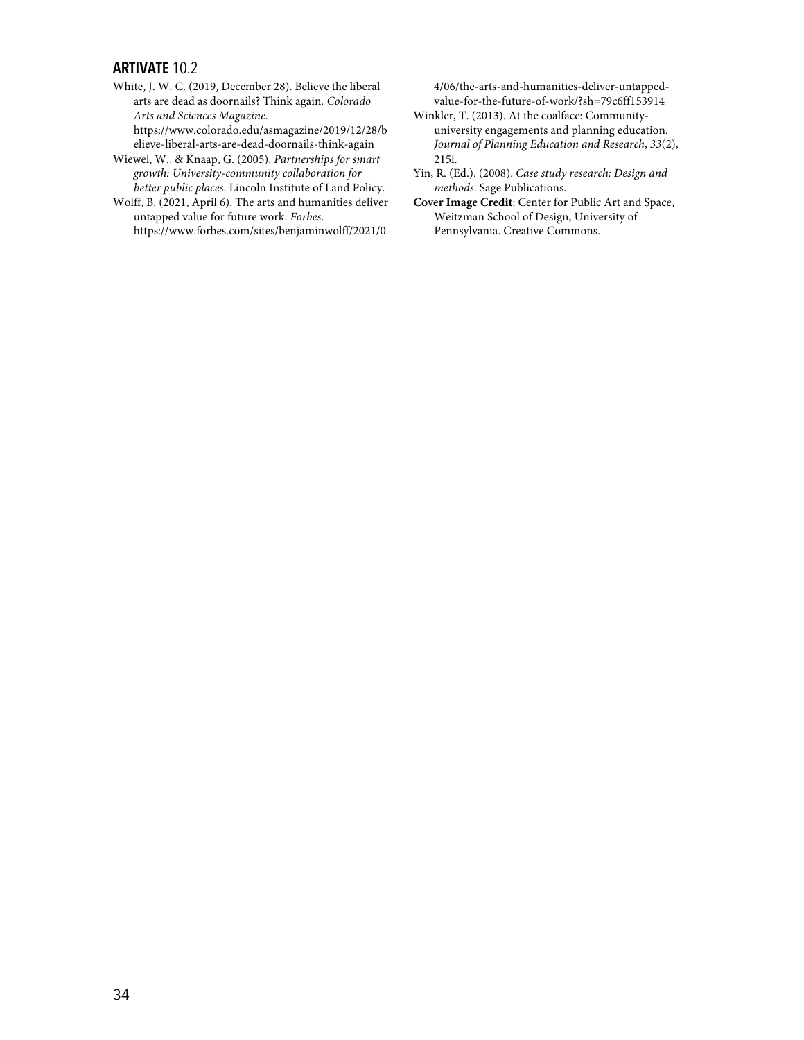White, J. W. C. (2019, December 28). Believe the liberal arts are dead as doornails? Think again. *Colorado Arts and Sciences Magazine.* https://www.colorado.edu/asmagazine/2019/12/28/believe-liberal-arts-are-dead-doornails-think-again

Wiewel, W., & Knaap, G. (2005). *Partnerships for smart growth: University-community collaboration for better public places.* Lincoln Institute of Land Policy.

Wolff, B. (2021, April 6). The arts and humanities deliver untapped value for future work. *Forbes.* https://www.forbes.com/sites/benjaminwolff/2021/04/06/the-arts-and-humanities-deliver-untapped-value-for-the-future-of-work/?sh=79c6ff153914

Winkler, T. (2013). At the coalface: Community-university engagements and planning education. *Journal of Planning Education and Research*, *33*(2), 215l.

Yin, R. (Ed.). (2008). *Case study research: Design and methods*. Sage Publications.

**Cover Image Credit**: Center for Public Art and Space, Weitzman School of Design, University of Pennsylvania. Creative Commons.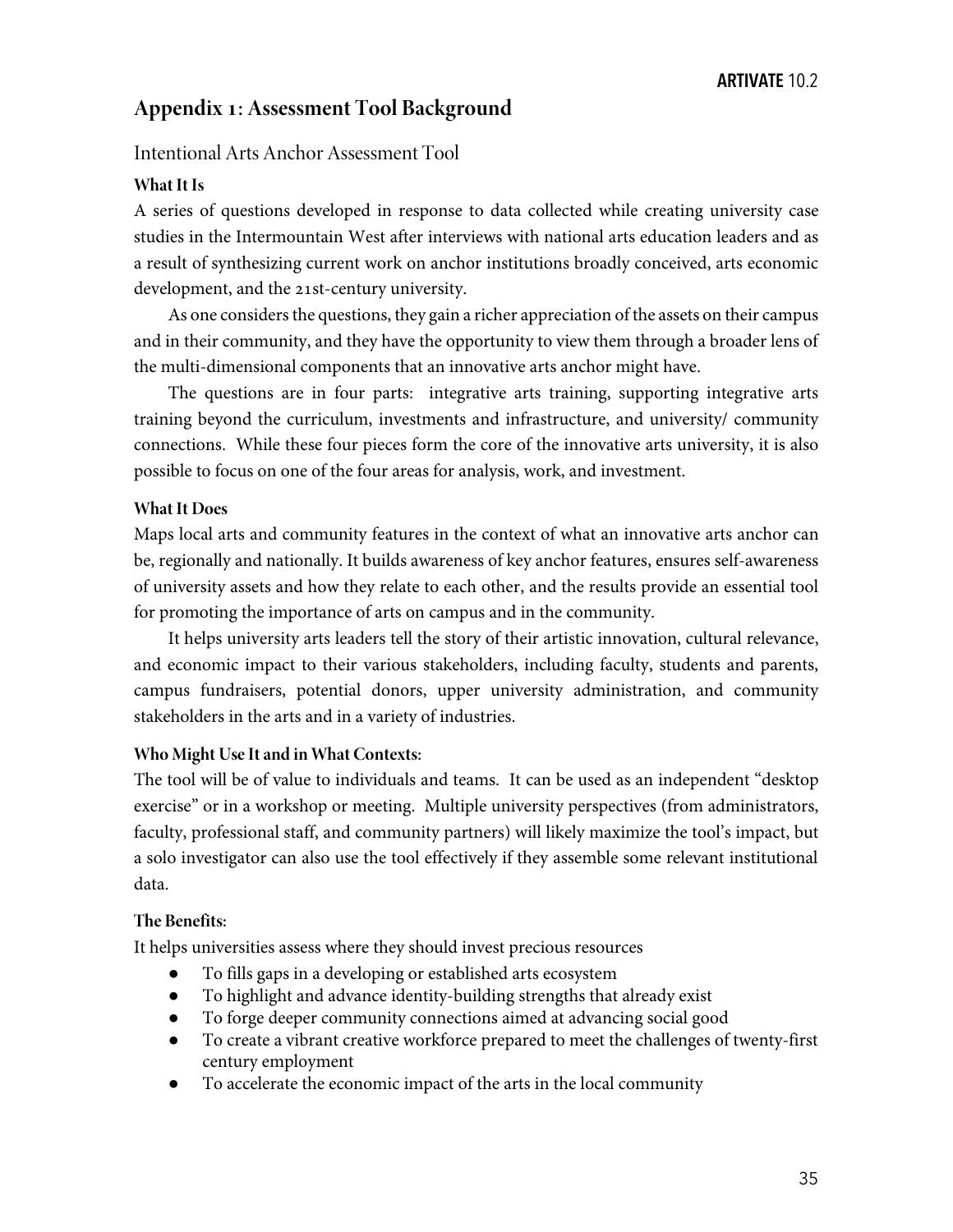## Appendix 1: Assessment Tool Background

### Intentional Arts Anchor Assessment Tool

**What It Is**

A series of questions developed in response to data collected while creating university case studies in the Intermountain West after interviews with national arts education leaders and as a result of synthesizing current work on anchor institutions broadly conceived, arts economic development, and the 21st-century university.

As one considers the questions, they gain a richer appreciation of the assets on their campus and in their community, and they have the opportunity to view them through a broader lens of the multi-dimensional components that an innovative arts anchor might have.

The questions are in four parts: integrative arts training, supporting integrative arts training beyond the curriculum, investments and infrastructure, and university/ community connections. While these four pieces form the core of the innovative arts university, it is also possible to focus on one of the four areas for analysis, work, and investment.

**What It Does**

Maps local arts and community features in the context of what an innovative arts anchor can be, regionally and nationally. It builds awareness of key anchor features, ensures self-awareness of university assets and how they relate to each other, and the results provide an essential tool for promoting the importance of arts on campus and in the community.

It helps university arts leaders tell the story of their artistic innovation, cultural relevance, and economic impact to their various stakeholders, including faculty, students and parents, campus fundraisers, potential donors, upper university administration, and community stakeholders in the arts and in a variety of industries.

**Who Might Use It and in What Contexts:**

The tool will be of value to individuals and teams. It can be used as an independent "desktop exercise" or in a workshop or meeting. Multiple university perspectives (from administrators, faculty, professional staff, and community partners) will likely maximize the tool's impact, but a solo investigator can also use the tool effectively if they assemble some relevant institutional data.

**The Benefits:**

It helps universities assess where they should invest precious resources

- To fills gaps in a developing or established arts ecosystem
- To highlight and advance identity-building strengths that already exist
- To forge deeper community connections aimed at advancing social good
- To create a vibrant creative workforce prepared to meet the challenges of twenty-first century employment
- To accelerate the economic impact of the arts in the local community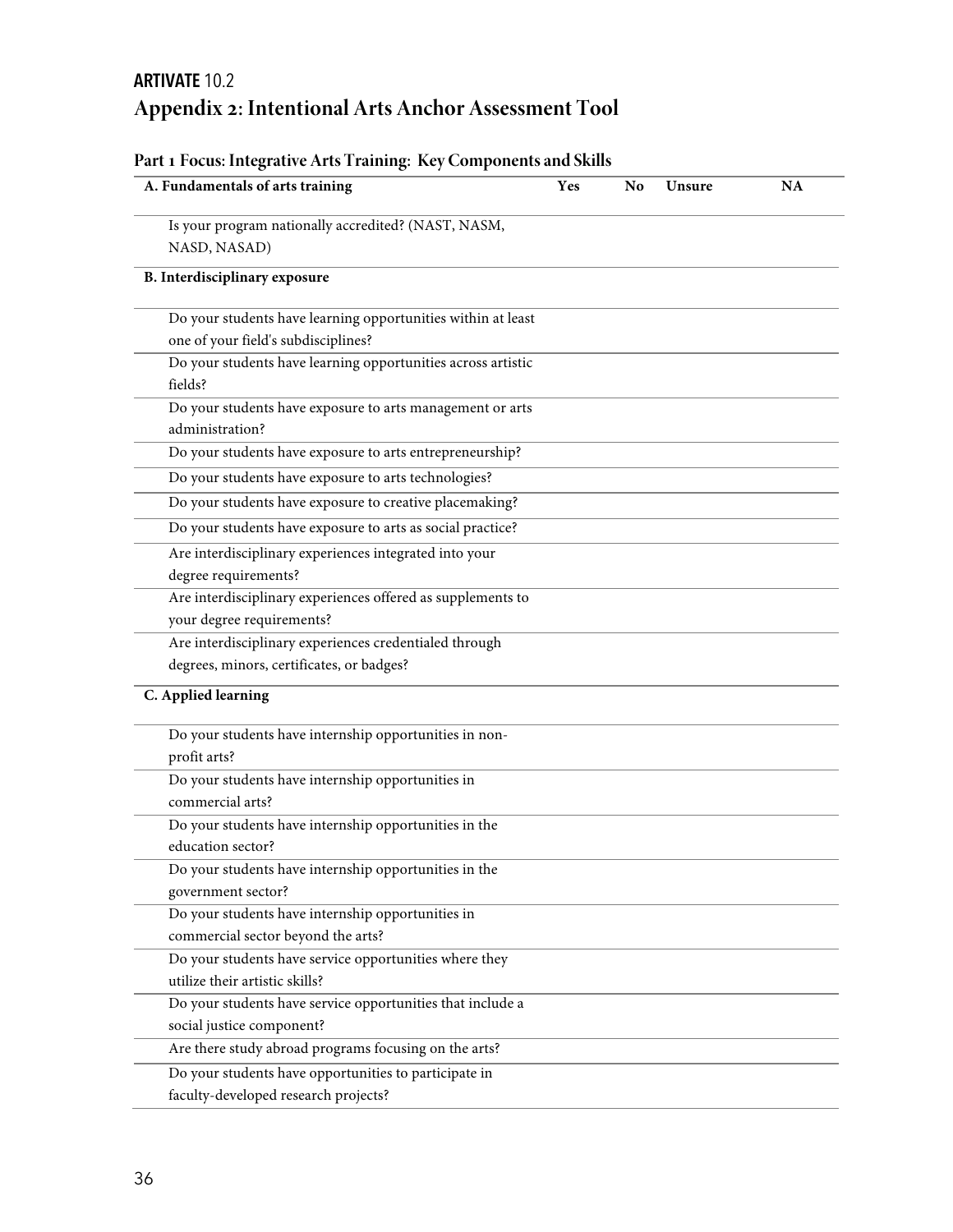## Appendix 2: Intentional Arts Anchor Assessment Tool

### Part 1 Focus: Integrative Arts Training: Key Components and Skills

| A. Fundamentals of arts training | Yes | No | Unsure | NA |
|---|---|---|---|---|
| Is your program nationally accredited? (NAST, NASM, NASD, NASAD) | | | | |
| **B. Interdisciplinary exposure** | | | | |
| Do your students have learning opportunities within at least one of your field's subdisciplines? | | | | |
| Do your students have learning opportunities across artistic fields? | | | | |
| Do your students have exposure to arts management or arts administration? | | | | |
| Do your students have exposure to arts entrepreneurship? | | | | |
| Do your students have exposure to arts technologies? | | | | |
| Do your students have exposure to creative placemaking? | | | | |
| Do your students have exposure to arts as social practice? | | | | |
| Are interdisciplinary experiences integrated into your degree requirements? | | | | |
| Are interdisciplinary experiences offered as supplements to your degree requirements? | | | | |
| Are interdisciplinary experiences credentialed through degrees, minors, certificates, or badges? | | | | |
| **C. Applied learning** | | | | |
| Do your students have internship opportunities in non-profit arts? | | | | |
| Do your students have internship opportunities in commercial arts? | | | | |
| Do your students have internship opportunities in the education sector? | | | | |
| Do your students have internship opportunities in the government sector? | | | | |
| Do your students have internship opportunities in commercial sector beyond the arts? | | | | |
| Do your students have service opportunities where they utilize their artistic skills? | | | | |
| Do your students have service opportunities that include a social justice component? | | | | |
| Are there study abroad programs focusing on the arts? | | | | |
| Do your students have opportunities to participate in faculty-developed research projects? | | | | |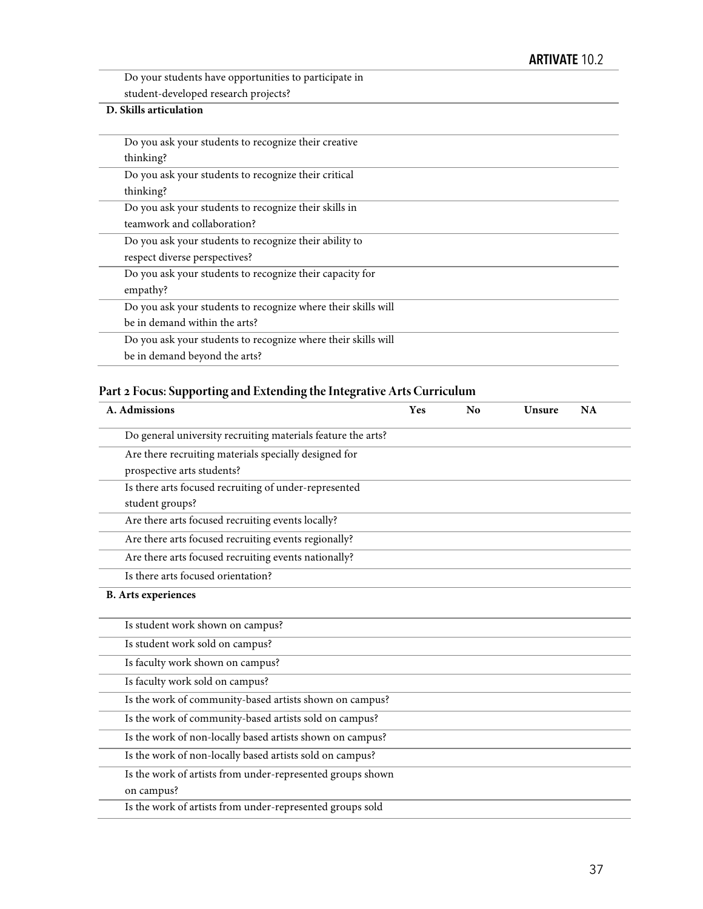| | | | | |
|---|---|---|---|---|
| Do your students have opportunities to participate in student-developed research projects? | | | | |
| **D. Skills articulation** | | | | |
| Do you ask your students to recognize their creative thinking? | | | | |
| Do you ask your students to recognize their critical thinking? | | | | |
| Do you ask your students to recognize their skills in teamwork and collaboration? | | | | |
| Do you ask your students to recognize their ability to respect diverse perspectives? | | | | |
| Do you ask your students to recognize their capacity for empathy? | | | | |
| Do you ask your students to recognize where their skills will be in demand within the arts? | | | | |
| Do you ask your students to recognize where their skills will be in demand beyond the arts? | | | | |

## Part 2 Focus: Supporting and Extending the Integrative Arts Curriculum

| A. Admissions | Yes | No | Unsure | NA |
|---|---|---|---|---|
| Do general university recruiting materials feature the arts? | | | | |
| Are there recruiting materials specially designed for prospective arts students? | | | | |
| Is there arts focused recruiting of under-represented student groups? | | | | |
| Are there arts focused recruiting events locally? | | | | |
| Are there arts focused recruiting events regionally? | | | | |
| Are there arts focused recruiting events nationally? | | | | |
| Is there arts focused orientation? | | | | |
| **B. Arts experiences** | | | | |
| Is student work shown on campus? | | | | |
| Is student work sold on campus? | | | | |
| Is faculty work shown on campus? | | | | |
| Is faculty work sold on campus? | | | | |
| Is the work of community-based artists shown on campus? | | | | |
| Is the work of community-based artists sold on campus? | | | | |
| Is the work of non-locally based artists shown on campus? | | | | |
| Is the work of non-locally based artists sold on campus? | | | | |
| Is the work of artists from under-represented groups shown on campus? | | | | |
| Is the work of artists from under-represented groups sold | | | | |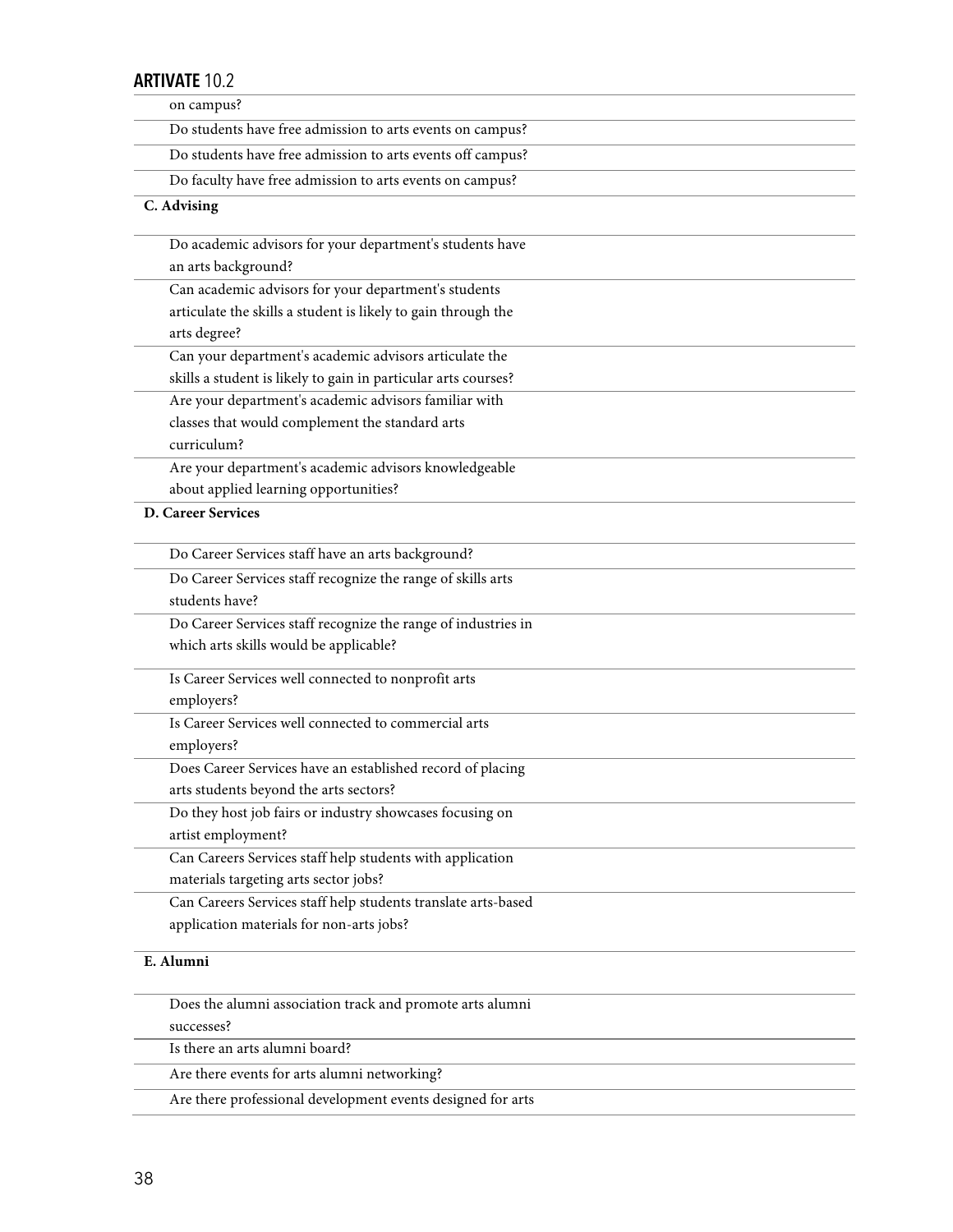| | |
|---|---|
| on campus? | |
| Do students have free admission to arts events on campus? | |
| Do students have free admission to arts events off campus? | |
| Do faculty have free admission to arts events on campus? | |
| **C. Advising** | |
| Do academic advisors for your department's students have an arts background? | |
| Can academic advisors for your department's students articulate the skills a student is likely to gain through the arts degree? | |
| Can your department's academic advisors articulate the skills a student is likely to gain in particular arts courses? | |
| Are your department's academic advisors familiar with classes that would complement the standard arts curriculum? | |
| Are your department's academic advisors knowledgeable about applied learning opportunities? | |
| **D. Career Services** | |
| Do Career Services staff have an arts background? | |
| Do Career Services staff recognize the range of skills arts students have? | |
| Do Career Services staff recognize the range of industries in which arts skills would be applicable? | |
| Is Career Services well connected to nonprofit arts employers? | |
| Is Career Services well connected to commercial arts employers? | |
| Does Career Services have an established record of placing arts students beyond the arts sectors? | |
| Do they host job fairs or industry showcases focusing on artist employment? | |
| Can Careers Services staff help students with application materials targeting arts sector jobs? | |
| Can Careers Services staff help students translate arts-based application materials for non-arts jobs? | |
| **E. Alumni** | |
| Does the alumni association track and promote arts alumni successes? | |
| Is there an arts alumni board? | |
| Are there events for arts alumni networking? | |
| Are there professional development events designed for arts | |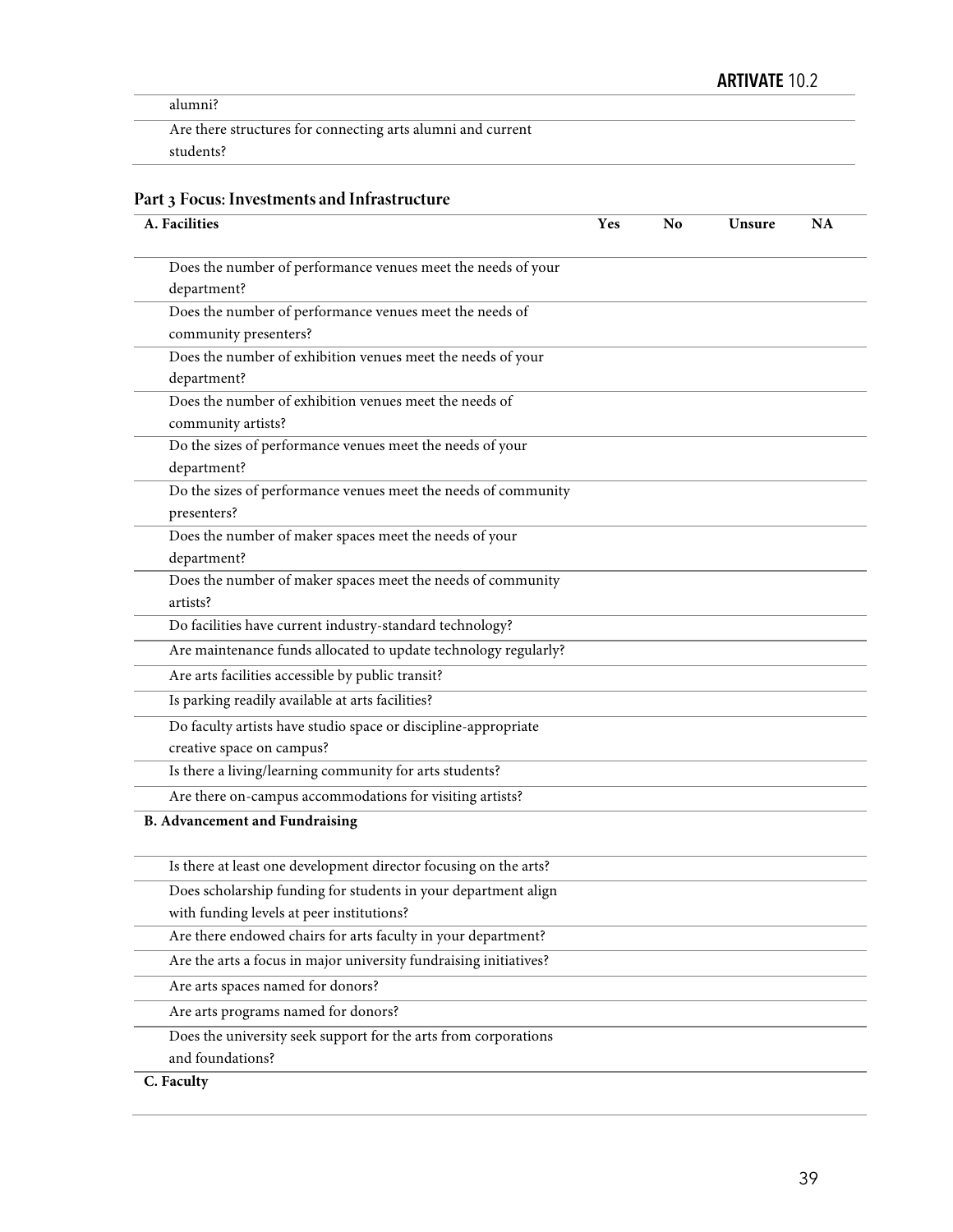| | | | | |
|---|---|---|---|---|
| alumni? | | | | |
| Are there structures for connecting arts alumni and current students? | | | | |

## Part 3 Focus: Investments and Infrastructure

| A. Facilities | Yes | No | Unsure | NA |
|---|---|---|---|---|
| Does the number of performance venues meet the needs of your department? | | | | |
| Does the number of performance venues meet the needs of community presenters? | | | | |
| Does the number of exhibition venues meet the needs of your department? | | | | |
| Does the number of exhibition venues meet the needs of community artists? | | | | |
| Do the sizes of performance venues meet the needs of your department? | | | | |
| Do the sizes of performance venues meet the needs of community presenters? | | | | |
| Does the number of maker spaces meet the needs of your department? | | | | |
| Does the number of maker spaces meet the needs of community artists? | | | | |
| Do facilities have current industry-standard technology? | | | | |
| Are maintenance funds allocated to update technology regularly? | | | | |
| Are arts facilities accessible by public transit? | | | | |
| Is parking readily available at arts facilities? | | | | |
| Do faculty artists have studio space or discipline-appropriate creative space on campus? | | | | |
| Is there a living/learning community for arts students? | | | | |
| Are there on-campus accommodations for visiting artists? | | | | |
| **B. Advancement and Fundraising** | | | | |
| Is there at least one development director focusing on the arts? | | | | |
| Does scholarship funding for students in your department align with funding levels at peer institutions? | | | | |
| Are there endowed chairs for arts faculty in your department? | | | | |
| Are the arts a focus in major university fundraising initiatives? | | | | |
| Are arts spaces named for donors? | | | | |
| Are arts programs named for donors? | | | | |
| Does the university seek support for the arts from corporations and foundations? | | | | |
| **C. Faculty** | | | | |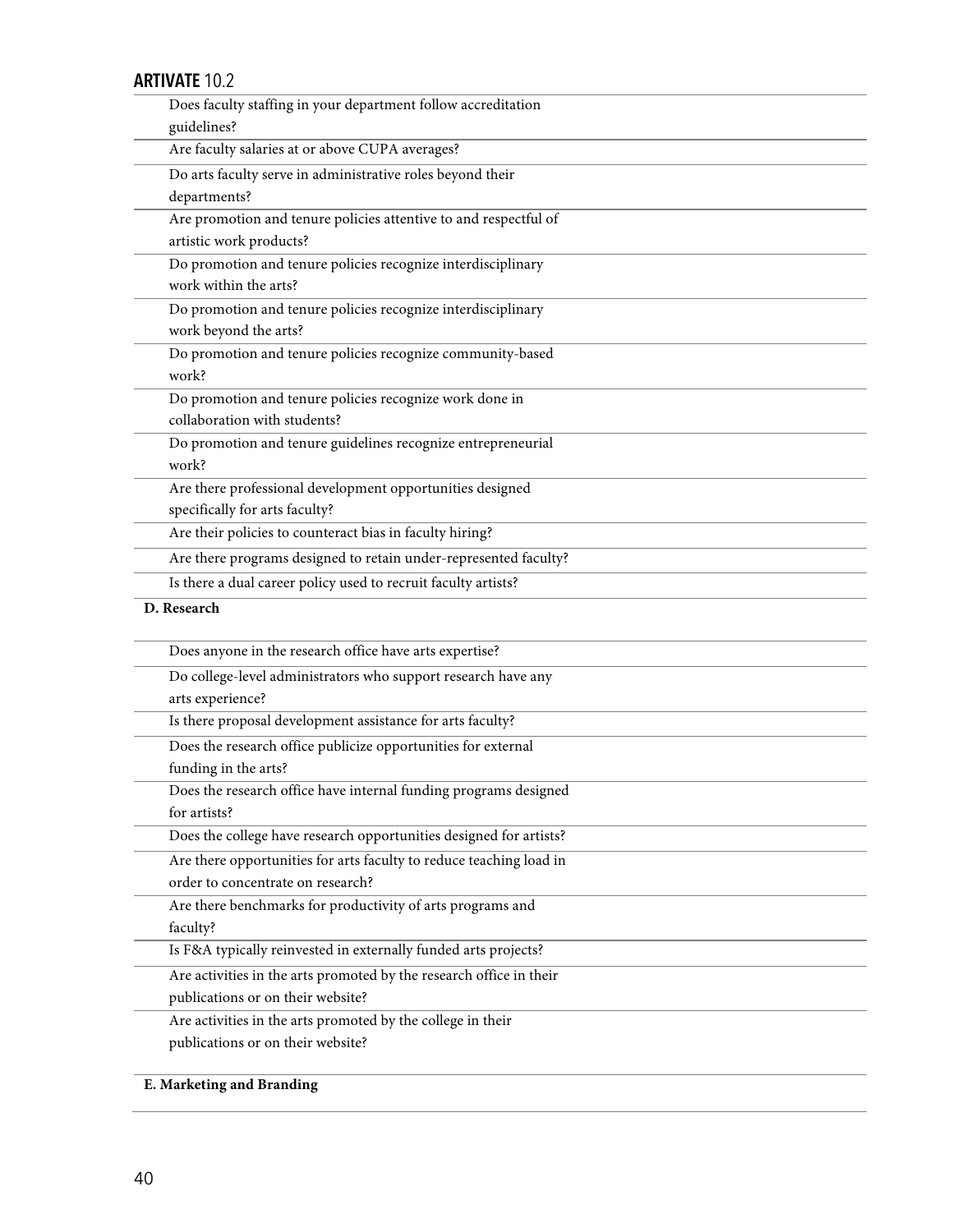| | |
|---|---|
| Does faculty staffing in your department follow accreditation guidelines? | |
| Are faculty salaries at or above CUPA averages? | |
| Do arts faculty serve in administrative roles beyond their departments? | |
| Are promotion and tenure policies attentive to and respectful of artistic work products? | |
| Do promotion and tenure policies recognize interdisciplinary work within the arts? | |
| Do promotion and tenure policies recognize interdisciplinary work beyond the arts? | |
| Do promotion and tenure policies recognize community-based work? | |
| Do promotion and tenure policies recognize work done in collaboration with students? | |
| Do promotion and tenure guidelines recognize entrepreneurial work? | |
| Are there professional development opportunities designed specifically for arts faculty? | |
| Are their policies to counteract bias in faculty hiring? | |
| Are there programs designed to retain under-represented faculty? | |
| Is there a dual career policy used to recruit faculty artists? | |
| **D. Research** | |
| Does anyone in the research office have arts expertise? | |
| Do college-level administrators who support research have any arts experience? | |
| Is there proposal development assistance for arts faculty? | |
| Does the research office publicize opportunities for external funding in the arts? | |
| Does the research office have internal funding programs designed for artists? | |
| Does the college have research opportunities designed for artists? | |
| Are there opportunities for arts faculty to reduce teaching load in order to concentrate on research? | |
| Are there benchmarks for productivity of arts programs and faculty? | |
| Is F&A typically reinvested in externally funded arts projects? | |
| Are activities in the arts promoted by the research office in their publications or on their website? | |
| Are activities in the arts promoted by the college in their publications or on their website? | |
| **E. Marketing and Branding** | |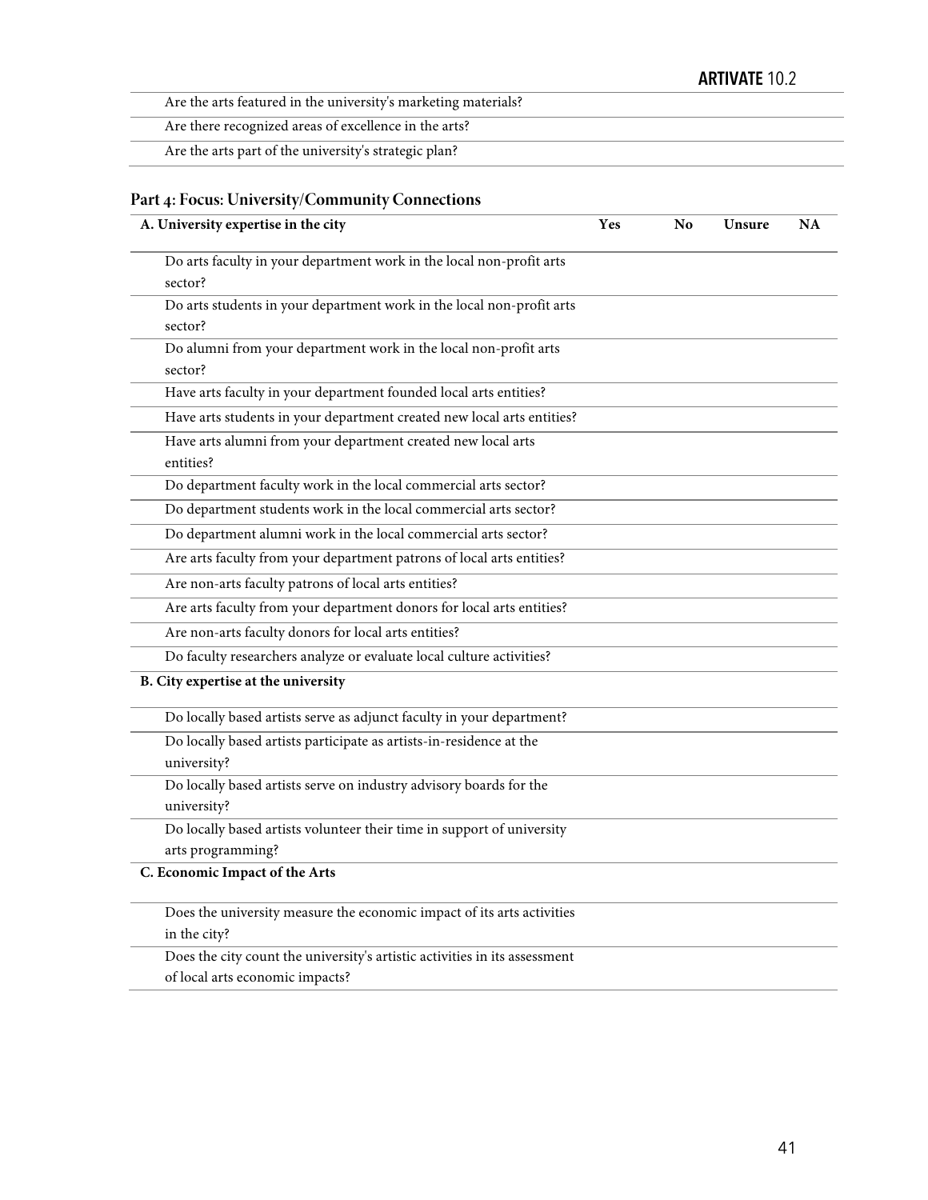| | | | | |
|---|---|---|---|---|
| Are the arts featured in the university's marketing materials? | | | | |
| Are there recognized areas of excellence in the arts? | | | | |
| Are the arts part of the university's strategic plan? | | | | |

## Part 4: Focus: University/Community Connections

| A. University expertise in the city | Yes | No | Unsure | NA |
|---|---|---|---|---|
| Do arts faculty in your department work in the local non-profit arts sector? | | | | |
| Do arts students in your department work in the local non-profit arts sector? | | | | |
| Do alumni from your department work in the local non-profit arts sector? | | | | |
| Have arts faculty in your department founded local arts entities? | | | | |
| Have arts students in your department created new local arts entities? | | | | |
| Have arts alumni from your department created new local arts entities? | | | | |
| Do department faculty work in the local commercial arts sector? | | | | |
| Do department students work in the local commercial arts sector? | | | | |
| Do department alumni work in the local commercial arts sector? | | | | |
| Are arts faculty from your department patrons of local arts entities? | | | | |
| Are non-arts faculty patrons of local arts entities? | | | | |
| Are arts faculty from your department donors for local arts entities? | | | | |
| Are non-arts faculty donors for local arts entities? | | | | |
| Do faculty researchers analyze or evaluate local culture activities? | | | | |
| **B. City expertise at the university** | | | | |
| Do locally based artists serve as adjunct faculty in your department? | | | | |
| Do locally based artists participate as artists-in-residence at the university? | | | | |
| Do locally based artists serve on industry advisory boards for the university? | | | | |
| Do locally based artists volunteer their time in support of university arts programming? | | | | |
| **C. Economic Impact of the Arts** | | | | |
| Does the university measure the economic impact of its arts activities in the city? | | | | |
| Does the city count the university's artistic activities in its assessment of local arts economic impacts? | | | | |